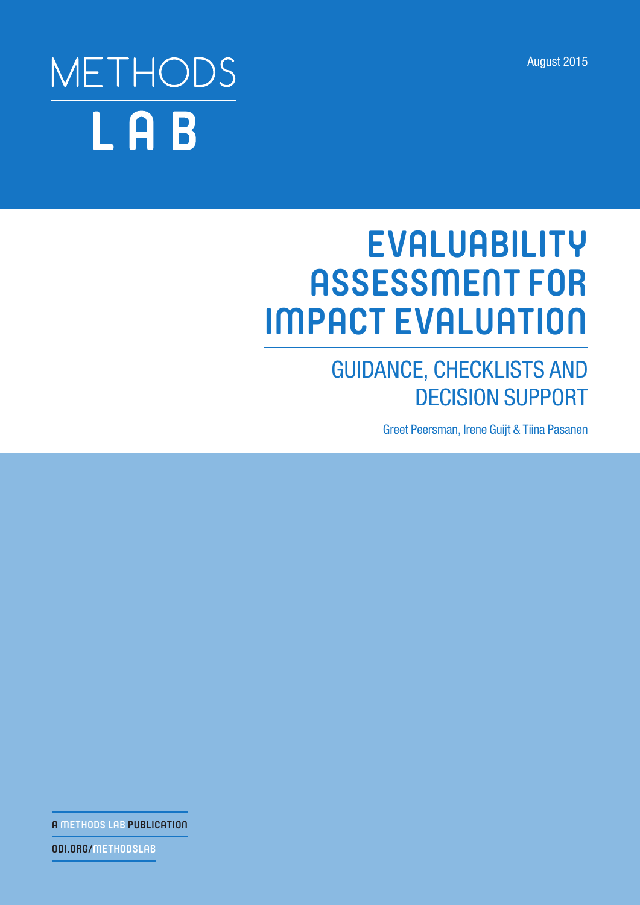METHODS LAB

August 2015

# EVALUABILITY ASSESSMENT FOR IMPACT EVALUATION

## GUIDANCE, CHECKLISTS AND DECISION SUPPORT

Greet Peersman, Irene Guijt & Tiina Pasanen

A METHODS LAB PUBLICATION

ODI.ORG/METHODSLAB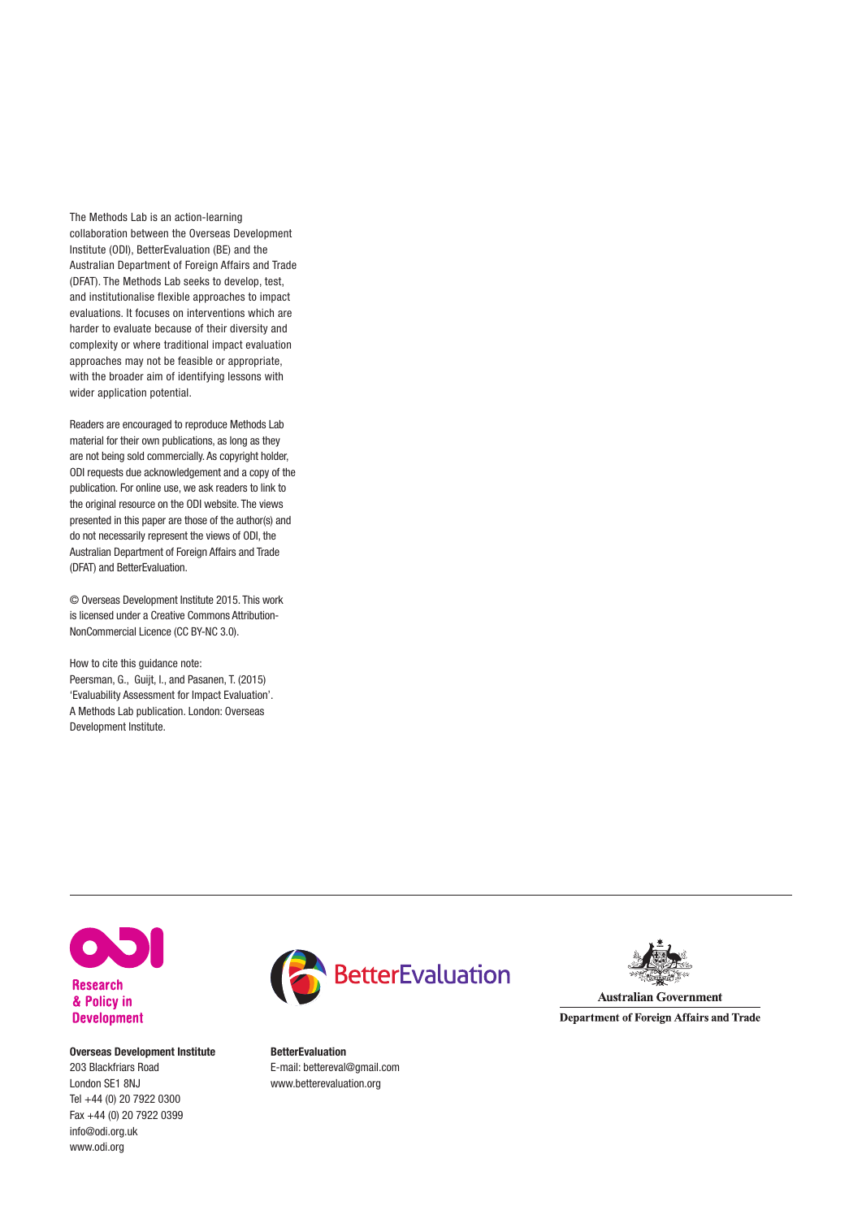The Methods Lab is an action-learning collaboration between the Overseas Development Institute (ODI), BetterEvaluation (BE) and the Australian Department of Foreign Affairs and Trade (DFAT). The Methods Lab seeks to develop, test, and institutionalise flexible approaches to impact evaluations. It focuses on interventions which are harder to evaluate because of their diversity and complexity or where traditional impact evaluation approaches may not be feasible or appropriate, with the broader aim of identifying lessons with wider application potential.

Readers are encouraged to reproduce Methods Lab material for their own publications, as long as they are not being sold commercially. As copyright holder, ODI requests due acknowledgement and a copy of the publication. For online use, we ask readers to link to the original resource on the ODI website. The views presented in this paper are those of the author(s) and do not necessarily represent the views of ODI, the Australian Department of Foreign Affairs and Trade (DFAT) and BetterEvaluation.

© Overseas Development Institute 2015. This work is licensed under a Creative Commons Attribution-NonCommercial Licence (CC BY-NC 3.0).

How to cite this guidance note:
Peersman, G., Guijt, I., and Pasanen, T. (2015) 'Evaluability Assessment for Impact Evaluation'. A Methods Lab publication. London: Overseas Development Institute.

Research & Policy in Development

**Overseas Development Institute**
203 Blackfriars Road
London SE1 8NJ
Tel +44 (0) 20 7922 0300
Fax +44 (0) 20 7922 0399
info@odi.org.uk
www.odi.org

BetterEvaluation

**BetterEvaluation**
E-mail: bettereval@gmail.com
www.betterevaluation.org

Australian Government
Department of Foreign Affairs and Trade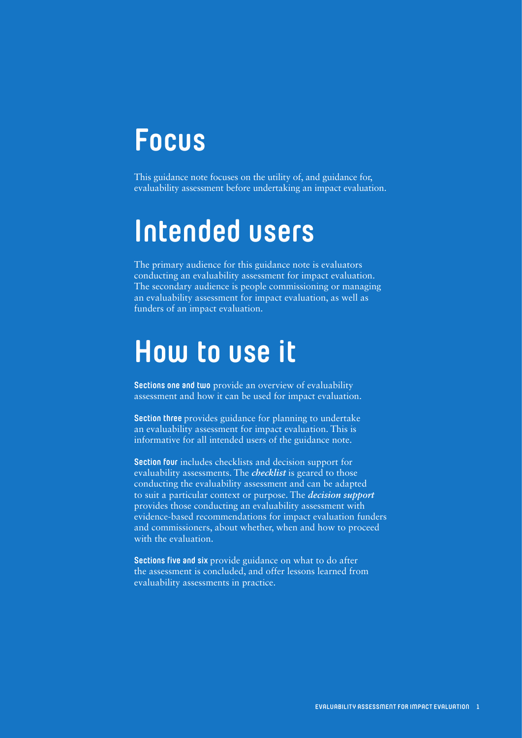# Focus

This guidance note focuses on the utility of, and guidance for, evaluability assessment before undertaking an impact evaluation.

# Intended users

The primary audience for this guidance note is evaluators conducting an evaluability assessment for impact evaluation. The secondary audience is people commissioning or managing an evaluability assessment for impact evaluation, as well as funders of an impact evaluation.

# How to use it

**Sections one and two** provide an overview of evaluability assessment and how it can be used for impact evaluation.

**Section three** provides guidance for planning to undertake an evaluability assessment for impact evaluation. This is informative for all intended users of the guidance note.

**Section four** includes checklists and decision support for evaluability assessments. The ***checklist*** is geared to those conducting the evaluability assessment and can be adapted to suit a particular context or purpose. The ***decision support*** provides those conducting an evaluability assessment with evidence-based recommendations for impact evaluation funders and commissioners, about whether, when and how to proceed with the evaluation.

**Sections five and six** provide guidance on what to do after the assessment is concluded, and offer lessons learned from evaluability assessments in practice.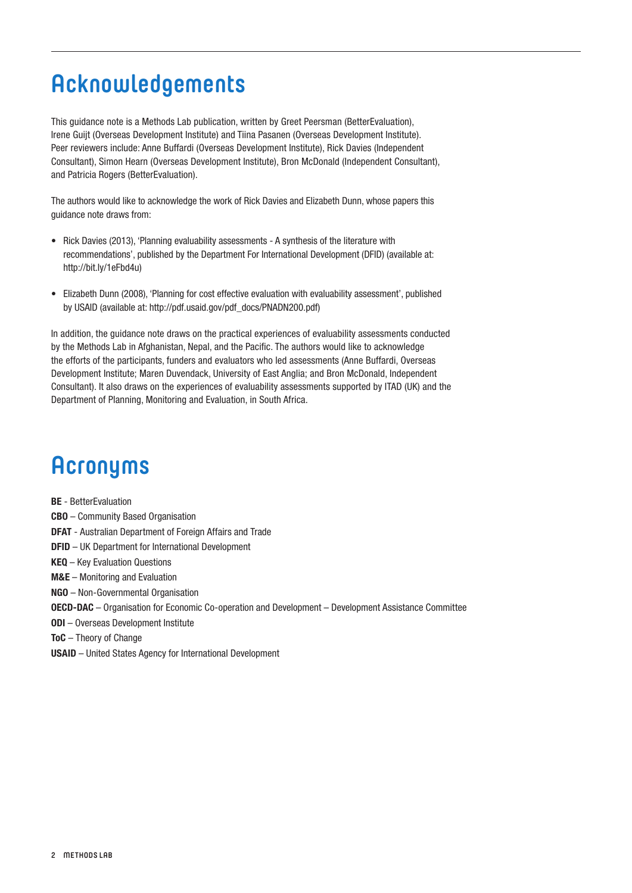# Acknowledgements

This guidance note is a Methods Lab publication, written by Greet Peersman (BetterEvaluation), Irene Guijt (Overseas Development Institute) and Tiina Pasanen (Overseas Development Institute). Peer reviewers include: Anne Buffardi (Overseas Development Institute), Rick Davies (Independent Consultant), Simon Hearn (Overseas Development Institute), Bron McDonald (Independent Consultant), and Patricia Rogers (BetterEvaluation).

The authors would like to acknowledge the work of Rick Davies and Elizabeth Dunn, whose papers this guidance note draws from:

- Rick Davies (2013), 'Planning evaluability assessments - A synthesis of the literature with recommendations', published by the Department For International Development (DFID) (available at: http://bit.ly/1eFbd4u)
- Elizabeth Dunn (2008), 'Planning for cost effective evaluation with evaluability assessment', published by USAID (available at: http://pdf.usaid.gov/pdf_docs/PNADN200.pdf)

In addition, the guidance note draws on the practical experiences of evaluability assessments conducted by the Methods Lab in Afghanistan, Nepal, and the Pacific. The authors would like to acknowledge the efforts of the participants, funders and evaluators who led assessments (Anne Buffardi, Overseas Development Institute; Maren Duvendack, University of East Anglia; and Bron McDonald, Independent Consultant). It also draws on the experiences of evaluability assessments supported by ITAD (UK) and the Department of Planning, Monitoring and Evaluation, in South Africa.

# Acronyms

**BE** - BetterEvaluation
**CBO** – Community Based Organisation
**DFAT** - Australian Department of Foreign Affairs and Trade
**DFID** – UK Department for International Development
**KEQ** – Key Evaluation Questions
**M&E** – Monitoring and Evaluation
**NGO** – Non-Governmental Organisation
**OECD-DAC** – Organisation for Economic Co-operation and Development – Development Assistance Committee
**ODI** – Overseas Development Institute
**ToC** – Theory of Change
**USAID** – United States Agency for International Development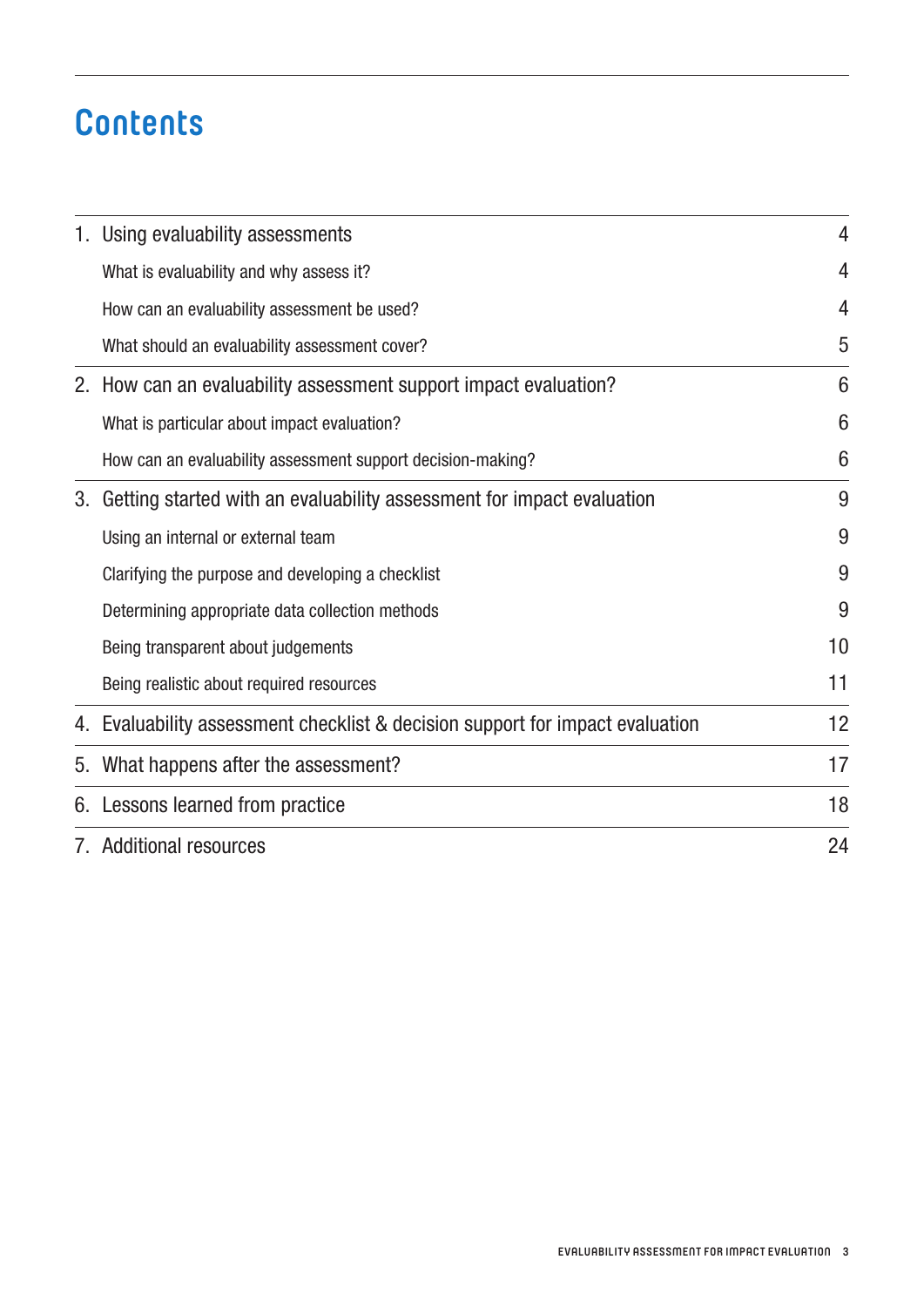# Contents

| | |
|---|---|
| 1. Using evaluability assessments | 4 |
| What is evaluability and why assess it? | 4 |
| How can an evaluability assessment be used? | 4 |
| What should an evaluability assessment cover? | 5 |
| 2. How can an evaluability assessment support impact evaluation? | 6 |
| What is particular about impact evaluation? | 6 |
| How can an evaluability assessment support decision-making? | 6 |
| 3. Getting started with an evaluability assessment for impact evaluation | 9 |
| Using an internal or external team | 9 |
| Clarifying the purpose and developing a checklist | 9 |
| Determining appropriate data collection methods | 9 |
| Being transparent about judgements | 10 |
| Being realistic about required resources | 11 |
| 4. Evaluability assessment checklist & decision support for impact evaluation | 12 |
| 5. What happens after the assessment? | 17 |
| 6. Lessons learned from practice | 18 |
| 7. Additional resources | 24 |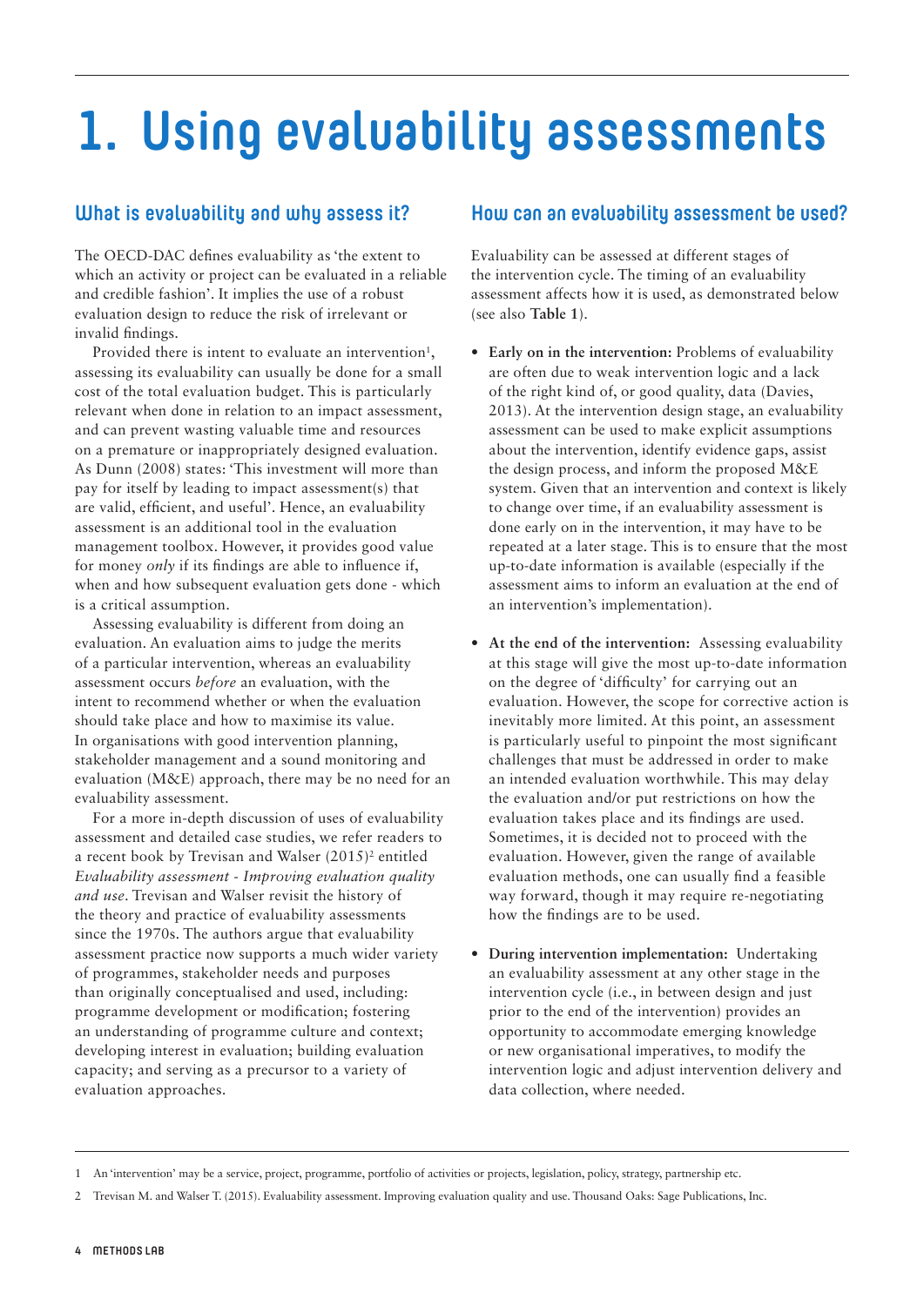# 1. Using evaluability assessments

## What is evaluability and why assess it?

The OECD-DAC defines evaluability as 'the extent to which an activity or project can be evaluated in a reliable and credible fashion'. It implies the use of a robust evaluation design to reduce the risk of irrelevant or invalid findings.

Provided there is intent to evaluate an intervention[1], assessing its evaluability can usually be done for a small cost of the total evaluation budget. This is particularly relevant when done in relation to an impact assessment, and can prevent wasting valuable time and resources on a premature or inappropriately designed evaluation. As Dunn (2008) states: 'This investment will more than pay for itself by leading to impact assessment(s) that are valid, efficient, and useful'. Hence, an evaluability assessment is an additional tool in the evaluation management toolbox. However, it provides good value for money *only* if its findings are able to influence if, when and how subsequent evaluation gets done - which is a critical assumption.

Assessing evaluability is different from doing an evaluation. An evaluation aims to judge the merits of a particular intervention, whereas an evaluability assessment occurs *before* an evaluation, with the intent to recommend whether or when the evaluation should take place and how to maximise its value. In organisations with good intervention planning, stakeholder management and a sound monitoring and evaluation (M&E) approach, there may be no need for an evaluability assessment.

For a more in-depth discussion of uses of evaluability assessment and detailed case studies, we refer readers to a recent book by Trevisan and Walser (2015)[2] entitled *Evaluability assessment - Improving evaluation quality and use*. Trevisan and Walser revisit the history of the theory and practice of evaluability assessments since the 1970s. The authors argue that evaluability assessment practice now supports a much wider variety of programmes, stakeholder needs and purposes than originally conceptualised and used, including: programme development or modification; fostering an understanding of programme culture and context; developing interest in evaluation; building evaluation capacity; and serving as a precursor to a variety of evaluation approaches.

## How can an evaluability assessment be used?

Evaluability can be assessed at different stages of the intervention cycle. The timing of an evaluability assessment affects how it is used, as demonstrated below (see also **Table 1**).

- **Early on in the intervention:** Problems of evaluability are often due to weak intervention logic and a lack of the right kind of, or good quality, data (Davies, 2013). At the intervention design stage, an evaluability assessment can be used to make explicit assumptions about the intervention, identify evidence gaps, assist the design process, and inform the proposed M&E system. Given that an intervention and context is likely to change over time, if an evaluability assessment is done early on in the intervention, it may have to be repeated at a later stage. This is to ensure that the most up-to-date information is available (especially if the assessment aims to inform an evaluation at the end of an intervention's implementation).
- **At the end of the intervention:** Assessing evaluability at this stage will give the most up-to-date information on the degree of 'difficulty' for carrying out an evaluation. However, the scope for corrective action is inevitably more limited. At this point, an assessment is particularly useful to pinpoint the most significant challenges that must be addressed in order to make an intended evaluation worthwhile. This may delay the evaluation and/or put restrictions on how the evaluation takes place and its findings are used. Sometimes, it is decided not to proceed with the evaluation. However, given the range of available evaluation methods, one can usually find a feasible way forward, though it may require re-negotiating how the findings are to be used.
- **During intervention implementation:** Undertaking an evaluability assessment at any other stage in the intervention cycle (i.e., in between design and just prior to the end of the intervention) provides an opportunity to accommodate emerging knowledge or new organisational imperatives, to modify the intervention logic and adjust intervention delivery and data collection, where needed.

---

1 An 'intervention' may be a service, project, programme, portfolio of activities or projects, legislation, policy, strategy, partnership etc.

2 Trevisan M. and Walser T. (2015). Evaluability assessment. Improving evaluation quality and use. Thousand Oaks: Sage Publications, Inc.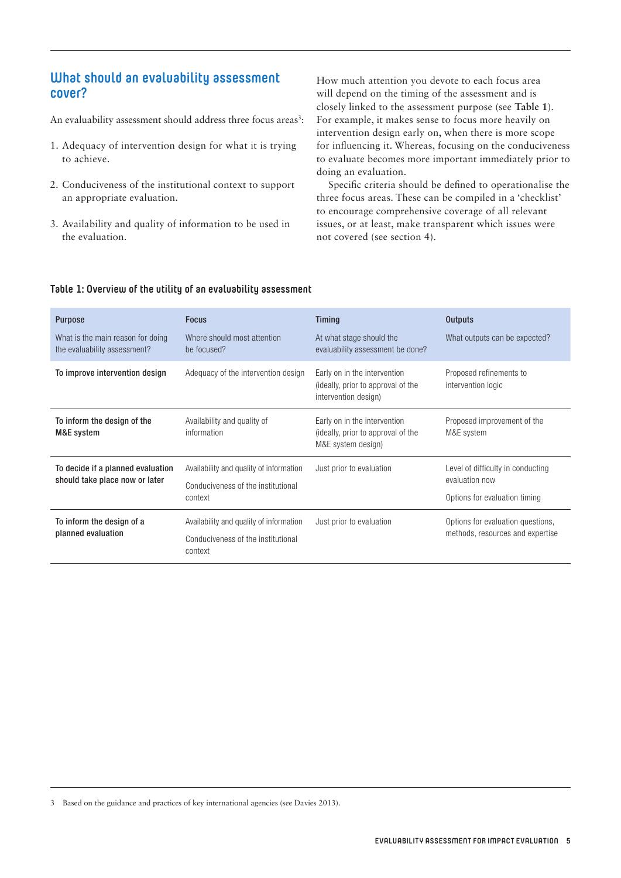## What should an evaluability assessment cover?

An evaluability assessment should address three focus areas[3]:

1. Adequacy of intervention design for what it is trying to achieve.
2. Conduciveness of the institutional context to support an appropriate evaluation.
3. Availability and quality of information to be used in the evaluation.

How much attention you devote to each focus area will depend on the timing of the assessment and is closely linked to the assessment purpose (see **Table 1**). For example, it makes sense to focus more heavily on intervention design early on, when there is more scope for influencing it. Whereas, focusing on the conduciveness to evaluate becomes more important immediately prior to doing an evaluation.

Specific criteria should be defined to operationalise the three focus areas. These can be compiled in a 'checklist' to encourage comprehensive coverage of all relevant issues, or at least, make transparent which issues were not covered (see section 4).

**Table 1: Overview of the utility of an evaluability assessment**

| Purpose<br>What is the main reason for doing the evaluability assessment? | Focus<br>Where should most attention be focused? | Timing<br>At what stage should the evaluability assessment be done? | Outputs<br>What outputs can be expected? |
|---|---|---|---|
| **To improve intervention design** | Adequacy of the intervention design | Early on in the intervention (ideally, prior to approval of the intervention design) | Proposed refinements to intervention logic |
| **To inform the design of the M&E system** | Availability and quality of information | Early on in the intervention (ideally, prior to approval of the M&E system design) | Proposed improvement of the M&E system |
| **To decide if a planned evaluation should take place now or later** | Availability and quality of information<br>Conduciveness of the institutional context | Just prior to evaluation | Level of difficulty in conducting evaluation now<br>Options for evaluation timing |
| **To inform the design of a planned evaluation** | Availability and quality of information<br>Conduciveness of the institutional context | Just prior to evaluation | Options for evaluation questions, methods, resources and expertise |

3 Based on the guidance and practices of key international agencies (see Davies 2013).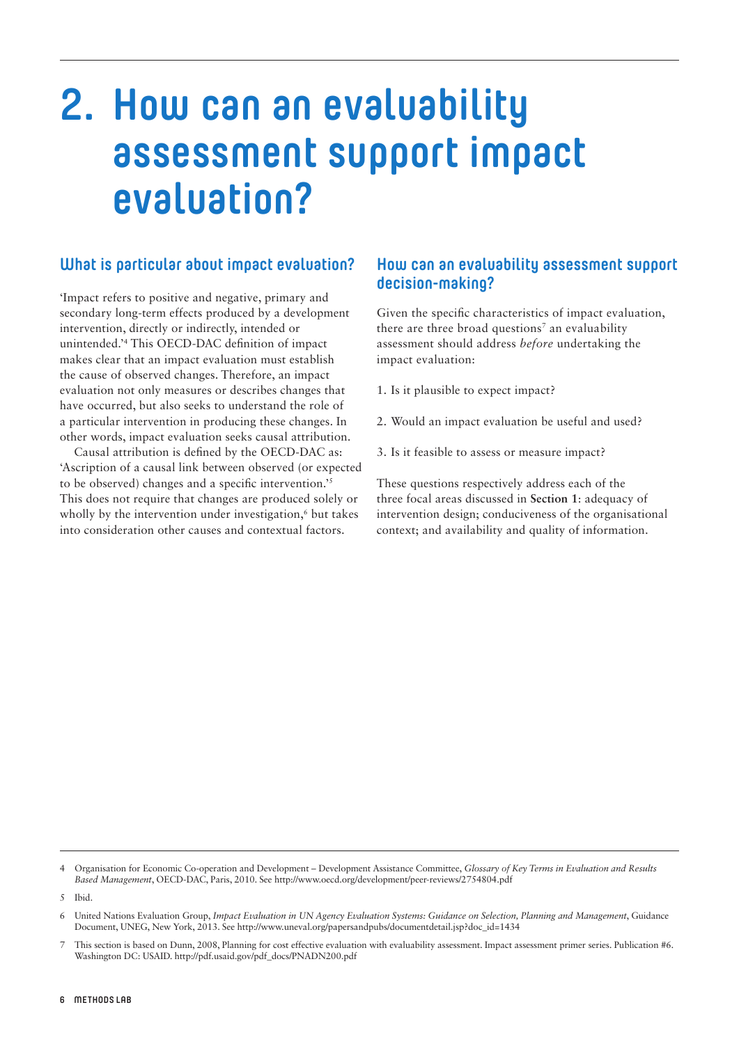# 2. How can an evaluability assessment support impact evaluation?

## What is particular about impact evaluation?

'Impact refers to positive and negative, primary and secondary long-term effects produced by a development intervention, directly or indirectly, intended or unintended.'[4] This OECD-DAC definition of impact makes clear that an impact evaluation must establish the cause of observed changes. Therefore, an impact evaluation not only measures or describes changes that have occurred, but also seeks to understand the role of a particular intervention in producing these changes. In other words, impact evaluation seeks causal attribution.

Causal attribution is defined by the OECD-DAC as: 'Ascription of a causal link between observed (or expected to be observed) changes and a specific intervention.'[5] This does not require that changes are produced solely or wholly by the intervention under investigation,[6] but takes into consideration other causes and contextual factors.

## How can an evaluability assessment support decision-making?

Given the specific characteristics of impact evaluation, there are three broad questions[7] an evaluability assessment should address *before* undertaking the impact evaluation:

1. Is it plausible to expect impact?
2. Would an impact evaluation be useful and used?
3. Is it feasible to assess or measure impact?

These questions respectively address each of the three focal areas discussed in **Section 1**: adequacy of intervention design; conduciveness of the organisational context; and availability and quality of information.

---

4 Organisation for Economic Co-operation and Development – Development Assistance Committee, *Glossary of Key Terms in Evaluation and Results Based Management*, OECD-DAC, Paris, 2010. See http://www.oecd.org/development/peer-reviews/2754804.pdf

5 Ibid.

6 United Nations Evaluation Group, *Impact Evaluation in UN Agency Evaluation Systems: Guidance on Selection, Planning and Management*, Guidance Document, UNEG, New York, 2013. See http://www.uneval.org/papersandpubs/documentdetail.jsp?doc_id=1434

7 This section is based on Dunn, 2008, Planning for cost effective evaluation with evaluability assessment. Impact assessment primer series. Publication #6. Washington DC: USAID. http://pdf.usaid.gov/pdf_docs/PNADN200.pdf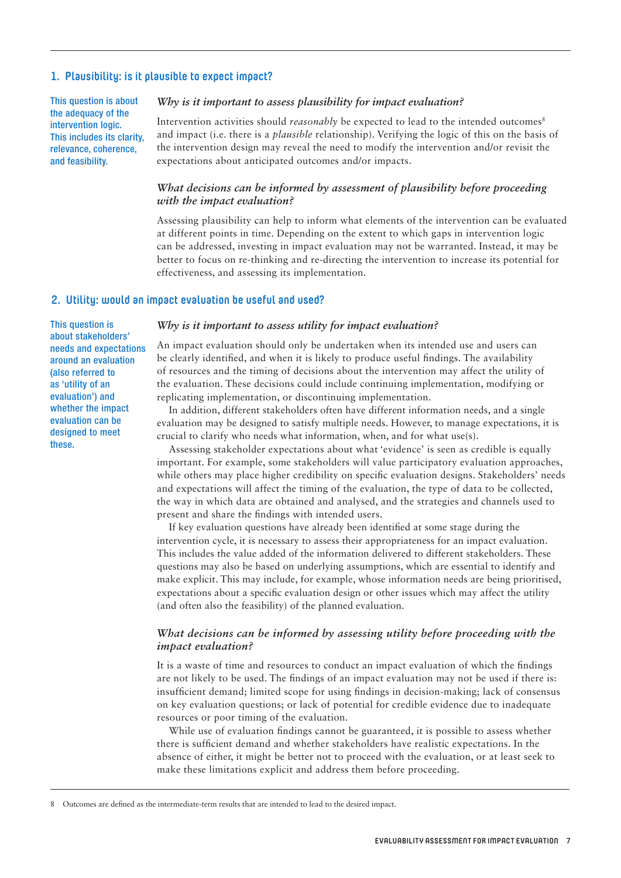## 1. Plausibility: is it plausible to expect impact?

This question is about the adequacy of the intervention logic. This includes its clarity, relevance, coherence, and feasibility.

### *Why is it important to assess plausibility for impact evaluation?*

Intervention activities should *reasonably* be expected to lead to the intended outcomes[8] and impact (i.e. there is a *plausible* relationship). Verifying the logic of this on the basis of the intervention design may reveal the need to modify the intervention and/or revisit the expectations about anticipated outcomes and/or impacts.

### *What decisions can be informed by assessment of plausibility before proceeding with the impact evaluation?*

Assessing plausibility can help to inform what elements of the intervention can be evaluated at different points in time. Depending on the extent to which gaps in intervention logic can be addressed, investing in impact evaluation may not be warranted. Instead, it may be better to focus on re-thinking and re-directing the intervention to increase its potential for effectiveness, and assessing its implementation.

## 2. Utility: would an impact evaluation be useful and used?

This question is about stakeholders' needs and expectations around an evaluation (also referred to as 'utility of an evaluation') and whether the impact evaluation can be designed to meet these.

### *Why is it important to assess utility for impact evaluation?*

An impact evaluation should only be undertaken when its intended use and users can be clearly identified, and when it is likely to produce useful findings. The availability of resources and the timing of decisions about the intervention may affect the utility of the evaluation. These decisions could include continuing implementation, modifying or replicating implementation, or discontinuing implementation.

In addition, different stakeholders often have different information needs, and a single evaluation may be designed to satisfy multiple needs. However, to manage expectations, it is crucial to clarify who needs what information, when, and for what use(s).

Assessing stakeholder expectations about what 'evidence' is seen as credible is equally important. For example, some stakeholders will value participatory evaluation approaches, while others may place higher credibility on specific evaluation designs. Stakeholders' needs and expectations will affect the timing of the evaluation, the type of data to be collected, the way in which data are obtained and analysed, and the strategies and channels used to present and share the findings with intended users.

If key evaluation questions have already been identified at some stage during the intervention cycle, it is necessary to assess their appropriateness for an impact evaluation. This includes the value added of the information delivered to different stakeholders. These questions may also be based on underlying assumptions, which are essential to identify and make explicit. This may include, for example, whose information needs are being prioritised, expectations about a specific evaluation design or other issues which may affect the utility (and often also the feasibility) of the planned evaluation.

### *What decisions can be informed by assessing utility before proceeding with the impact evaluation?*

It is a waste of time and resources to conduct an impact evaluation of which the findings are not likely to be used. The findings of an impact evaluation may not be used if there is: insufficient demand; limited scope for using findings in decision-making; lack of consensus on key evaluation questions; or lack of potential for credible evidence due to inadequate resources or poor timing of the evaluation.

While use of evaluation findings cannot be guaranteed, it is possible to assess whether there is sufficient demand and whether stakeholders have realistic expectations. In the absence of either, it might be better not to proceed with the evaluation, or at least seek to make these limitations explicit and address them before proceeding.

---

8 Outcomes are defined as the intermediate-term results that are intended to lead to the desired impact.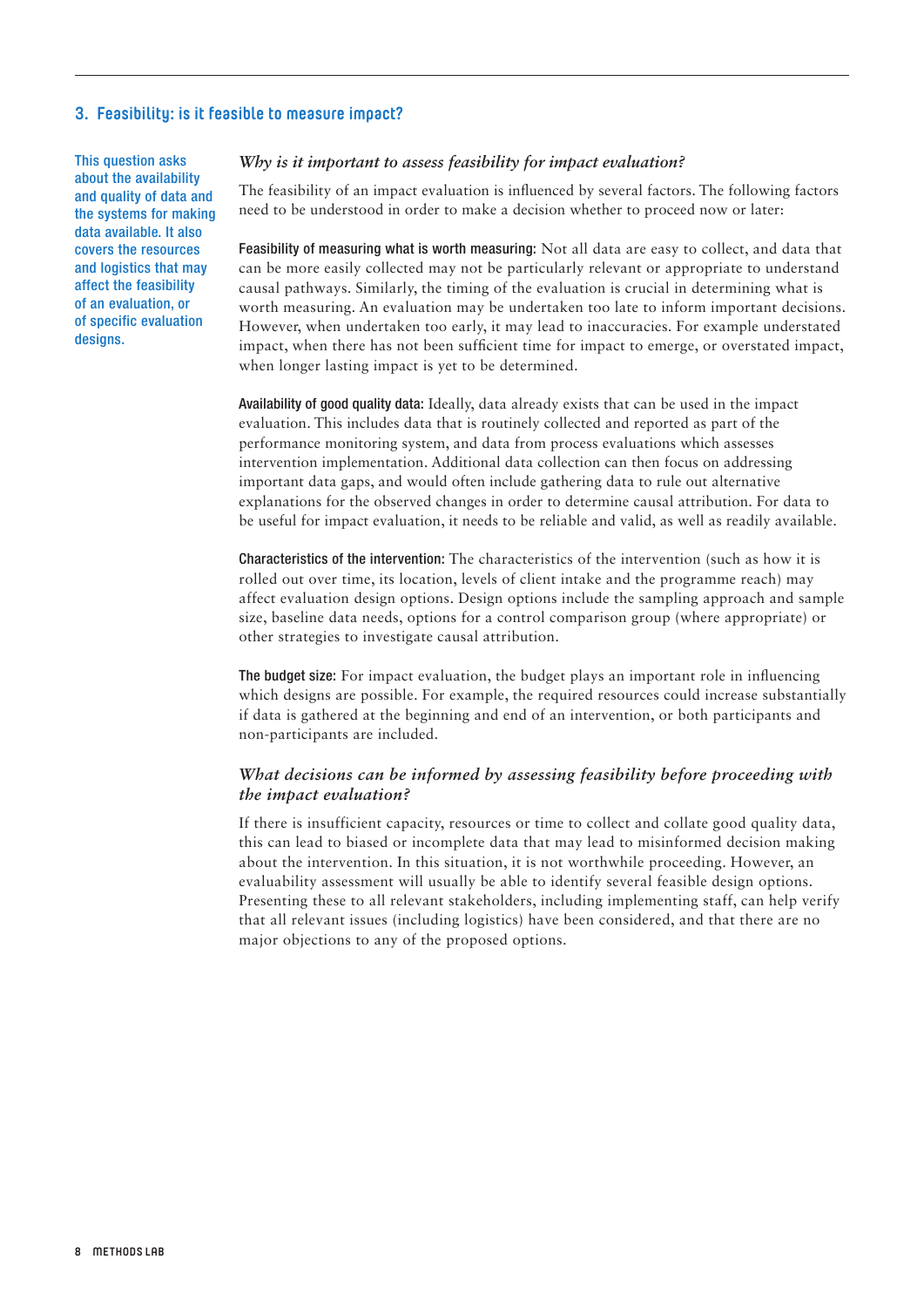## 3. Feasibility: is it feasible to measure impact?

This question asks about the availability and quality of data and the systems for making data available. It also covers the resources and logistics that may affect the feasibility of an evaluation, or of specific evaluation designs.

### *Why is it important to assess feasibility for impact evaluation?*

The feasibility of an impact evaluation is influenced by several factors. The following factors need to be understood in order to make a decision whether to proceed now or later:

**Feasibility of measuring what is worth measuring:** Not all data are easy to collect, and data that can be more easily collected may not be particularly relevant or appropriate to understand causal pathways. Similarly, the timing of the evaluation is crucial in determining what is worth measuring. An evaluation may be undertaken too late to inform important decisions. However, when undertaken too early, it may lead to inaccuracies. For example understated impact, when there has not been sufficient time for impact to emerge, or overstated impact, when longer lasting impact is yet to be determined.

**Availability of good quality data:** Ideally, data already exists that can be used in the impact evaluation. This includes data that is routinely collected and reported as part of the performance monitoring system, and data from process evaluations which assesses intervention implementation. Additional data collection can then focus on addressing important data gaps, and would often include gathering data to rule out alternative explanations for the observed changes in order to determine causal attribution. For data to be useful for impact evaluation, it needs to be reliable and valid, as well as readily available.

**Characteristics of the intervention:** The characteristics of the intervention (such as how it is rolled out over time, its location, levels of client intake and the programme reach) may affect evaluation design options. Design options include the sampling approach and sample size, baseline data needs, options for a control comparison group (where appropriate) or other strategies to investigate causal attribution.

**The budget size:** For impact evaluation, the budget plays an important role in influencing which designs are possible. For example, the required resources could increase substantially if data is gathered at the beginning and end of an intervention, or both participants and non-participants are included.

### *What decisions can be informed by assessing feasibility before proceeding with the impact evaluation?*

If there is insufficient capacity, resources or time to collect and collate good quality data, this can lead to biased or incomplete data that may lead to misinformed decision making about the intervention. In this situation, it is not worthwhile proceeding. However, an evaluability assessment will usually be able to identify several feasible design options. Presenting these to all relevant stakeholders, including implementing staff, can help verify that all relevant issues (including logistics) have been considered, and that there are no major objections to any of the proposed options.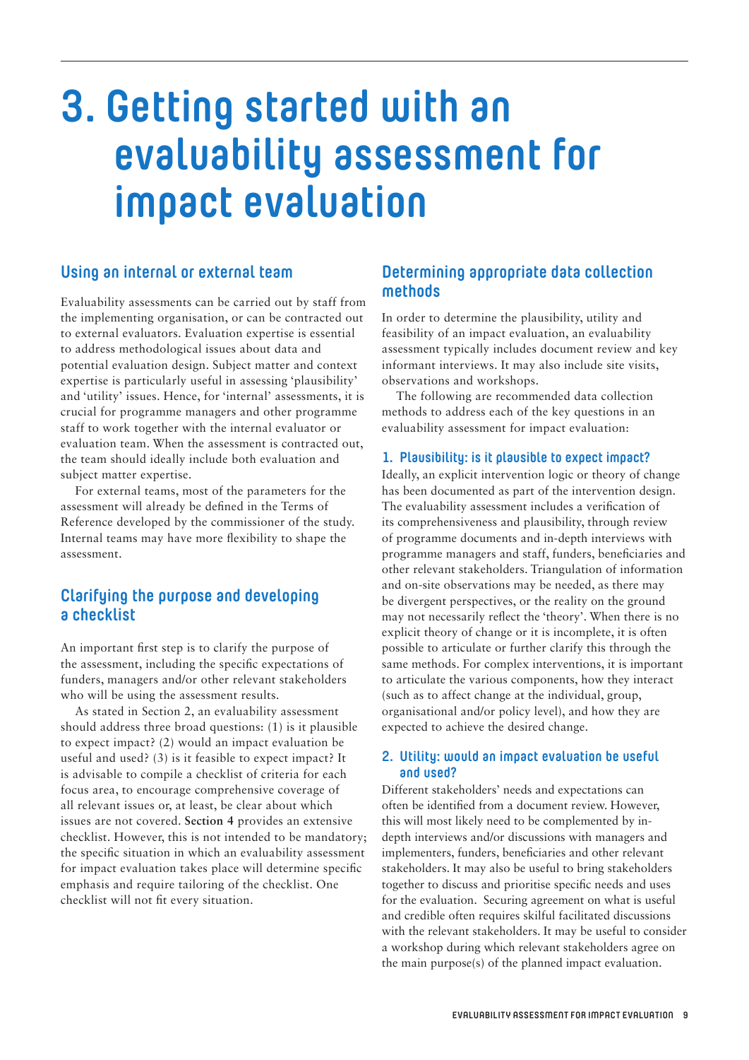# 3. Getting started with an evaluability assessment for impact evaluation

## Using an internal or external team

Evaluability assessments can be carried out by staff from the implementing organisation, or can be contracted out to external evaluators. Evaluation expertise is essential to address methodological issues about data and potential evaluation design. Subject matter and context expertise is particularly useful in assessing 'plausibility' and 'utility' issues. Hence, for 'internal' assessments, it is crucial for programme managers and other programme staff to work together with the internal evaluator or evaluation team. When the assessment is contracted out, the team should ideally include both evaluation and subject matter expertise.

For external teams, most of the parameters for the assessment will already be defined in the Terms of Reference developed by the commissioner of the study. Internal teams may have more flexibility to shape the assessment.

## Clarifying the purpose and developing a checklist

An important first step is to clarify the purpose of the assessment, including the specific expectations of funders, managers and/or other relevant stakeholders who will be using the assessment results.

As stated in Section 2, an evaluability assessment should address three broad questions: (1) is it plausible to expect impact? (2) would an impact evaluation be useful and used? (3) is it feasible to expect impact? It is advisable to compile a checklist of criteria for each focus area, to encourage comprehensive coverage of all relevant issues or, at least, be clear about which issues are not covered. **Section 4** provides an extensive checklist. However, this is not intended to be mandatory; the specific situation in which an evaluability assessment for impact evaluation takes place will determine specific emphasis and require tailoring of the checklist. One checklist will not fit every situation.

## Determining appropriate data collection methods

In order to determine the plausibility, utility and feasibility of an impact evaluation, an evaluability assessment typically includes document review and key informant interviews. It may also include site visits, observations and workshops.

The following are recommended data collection methods to address each of the key questions in an evaluability assessment for impact evaluation:

### 1. Plausibility: is it plausible to expect impact?

Ideally, an explicit intervention logic or theory of change has been documented as part of the intervention design. The evaluability assessment includes a verification of its comprehensiveness and plausibility, through review of programme documents and in-depth interviews with programme managers and staff, funders, beneficiaries and other relevant stakeholders. Triangulation of information and on-site observations may be needed, as there may be divergent perspectives, or the reality on the ground may not necessarily reflect the 'theory'. When there is no explicit theory of change or it is incomplete, it is often possible to articulate or further clarify this through the same methods. For complex interventions, it is important to articulate the various components, how they interact (such as to affect change at the individual, group, organisational and/or policy level), and how they are expected to achieve the desired change.

### 2. Utility: would an impact evaluation be useful and used?

Different stakeholders' needs and expectations can often be identified from a document review. However, this will most likely need to be complemented by in-depth interviews and/or discussions with managers and implementers, funders, beneficiaries and other relevant stakeholders. It may also be useful to bring stakeholders together to discuss and prioritise specific needs and uses for the evaluation. Securing agreement on what is useful and credible often requires skilful facilitated discussions with the relevant stakeholders. It may be useful to consider a workshop during which relevant stakeholders agree on the main purpose(s) of the planned impact evaluation.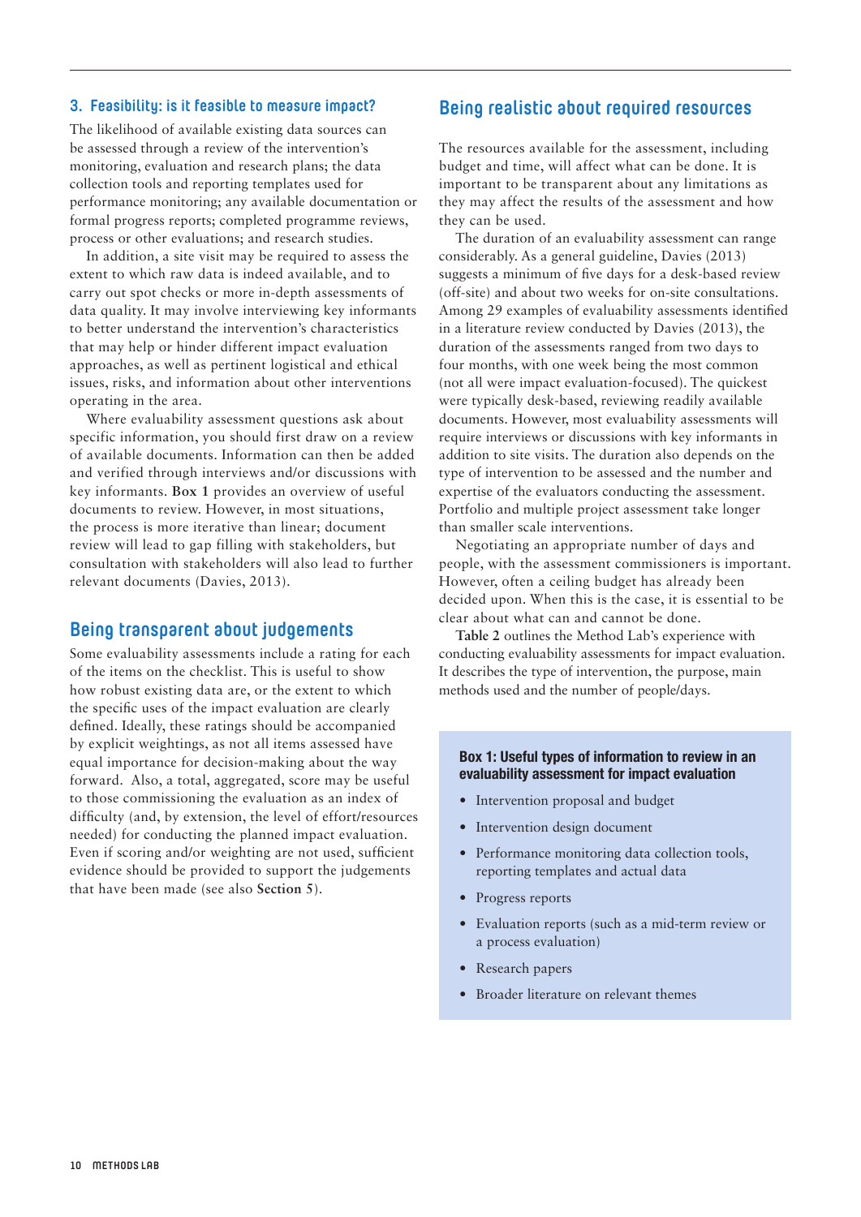### 3. Feasibility: is it feasible to measure impact?

The likelihood of available existing data sources can be assessed through a review of the intervention's monitoring, evaluation and research plans; the data collection tools and reporting templates used for performance monitoring; any available documentation or formal progress reports; completed programme reviews, process or other evaluations; and research studies.

In addition, a site visit may be required to assess the extent to which raw data is indeed available, and to carry out spot checks or more in-depth assessments of data quality. It may involve interviewing key informants to better understand the intervention's characteristics that may help or hinder different impact evaluation approaches, as well as pertinent logistical and ethical issues, risks, and information about other interventions operating in the area.

Where evaluability assessment questions ask about specific information, you should first draw on a review of available documents. Information can then be added and verified through interviews and/or discussions with key informants. **Box 1** provides an overview of useful documents to review. However, in most situations, the process is more iterative than linear; document review will lead to gap filling with stakeholders, but consultation with stakeholders will also lead to further relevant documents (Davies, 2013).

## Being transparent about judgements

Some evaluability assessments include a rating for each of the items on the checklist. This is useful to show how robust existing data are, or the extent to which the specific uses of the impact evaluation are clearly defined. Ideally, these ratings should be accompanied by explicit weightings, as not all items assessed have equal importance for decision-making about the way forward. Also, a total, aggregated, score may be useful to those commissioning the evaluation as an index of difficulty (and, by extension, the level of effort/resources needed) for conducting the planned impact evaluation. Even if scoring and/or weighting are not used, sufficient evidence should be provided to support the judgements that have been made (see also **Section 5**).

## Being realistic about required resources

The resources available for the assessment, including budget and time, will affect what can be done. It is important to be transparent about any limitations as they may affect the results of the assessment and how they can be used.

The duration of an evaluability assessment can range considerably. As a general guideline, Davies (2013) suggests a minimum of five days for a desk-based review (off-site) and about two weeks for on-site consultations. Among 29 examples of evaluability assessments identified in a literature review conducted by Davies (2013), the duration of the assessments ranged from two days to four months, with one week being the most common (not all were impact evaluation-focused). The quickest were typically desk-based, reviewing readily available documents. However, most evaluability assessments will require interviews or discussions with key informants in addition to site visits. The duration also depends on the type of intervention to be assessed and the number and expertise of the evaluators conducting the assessment. Portfolio and multiple project assessment take longer than smaller scale interventions.

Negotiating an appropriate number of days and people, with the assessment commissioners is important. However, often a ceiling budget has already been decided upon. When this is the case, it is essential to be clear about what can and cannot be done.

**Table 2** outlines the Method Lab's experience with conducting evaluability assessments for impact evaluation. It describes the type of intervention, the purpose, main methods used and the number of people/days.

**Box 1: Useful types of information to review in an evaluability assessment for impact evaluation**

- Intervention proposal and budget
- Intervention design document
- Performance monitoring data collection tools, reporting templates and actual data
- Progress reports
- Evaluation reports (such as a mid-term review or a process evaluation)
- Research papers
- Broader literature on relevant themes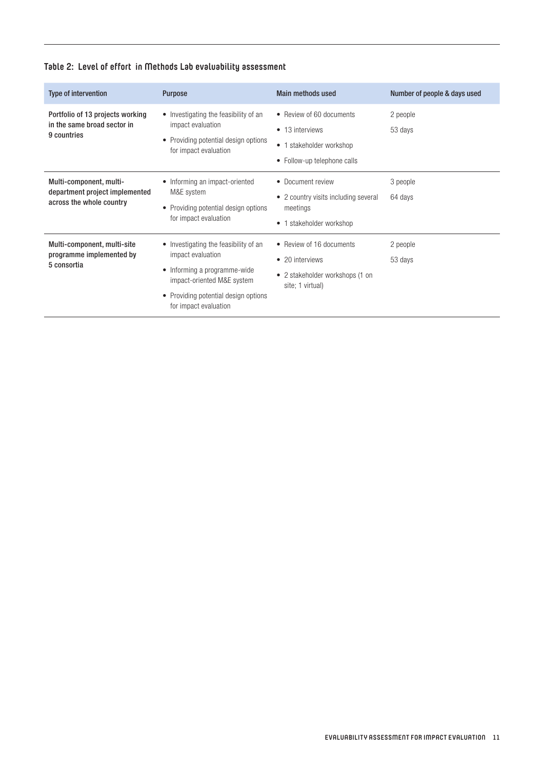### Table 2: Level of effort in Methods Lab evaluability assessment

| Type of intervention | Purpose | Main methods used | Number of people & days used |
|---|---|---|---|
| **Portfolio of 13 projects working in the same broad sector in 9 countries** | • Investigating the feasibility of an impact evaluation<br>• Providing potential design options for impact evaluation | • Review of 60 documents<br>• 13 interviews<br>• 1 stakeholder workshop<br>• Follow-up telephone calls | 2 people<br>53 days |
| **Multi-component, multi-department project implemented across the whole country** | • Informing an impact-oriented M&E system<br>• Providing potential design options for impact evaluation | • Document review<br>• 2 country visits including several meetings<br>• 1 stakeholder workshop | 3 people<br>64 days |
| **Multi-component, multi-site programme implemented by 5 consortia** | • Investigating the feasibility of an impact evaluation<br>• Informing a programme-wide impact-oriented M&E system<br>• Providing potential design options for impact evaluation | • Review of 16 documents<br>• 20 interviews<br>• 2 stakeholder workshops (1 on site; 1 virtual) | 2 people<br>53 days |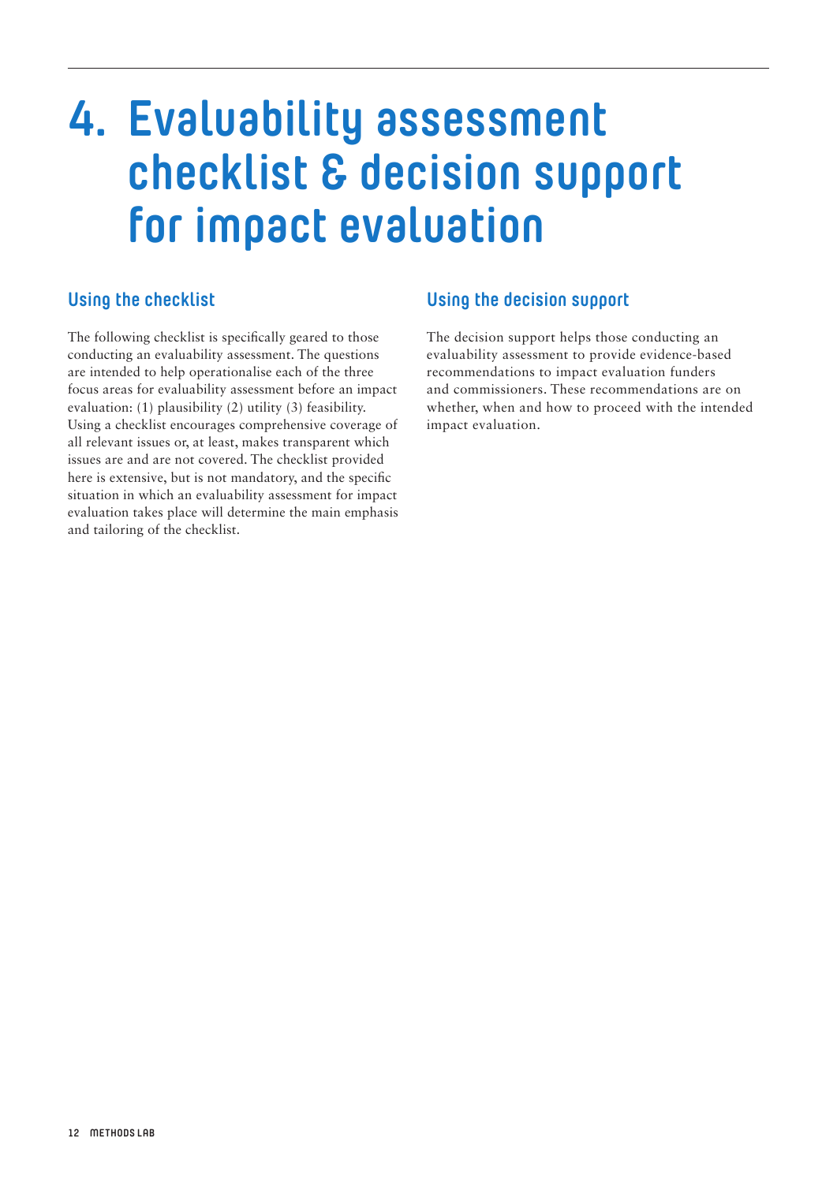# 4. Evaluability assessment checklist & decision support for impact evaluation

## Using the checklist

The following checklist is specifically geared to those conducting an evaluability assessment. The questions are intended to help operationalise each of the three focus areas for evaluability assessment before an impact evaluation: (1) plausibility (2) utility (3) feasibility. Using a checklist encourages comprehensive coverage of all relevant issues or, at least, makes transparent which issues are and are not covered. The checklist provided here is extensive, but is not mandatory, and the specific situation in which an evaluability assessment for impact evaluation takes place will determine the main emphasis and tailoring of the checklist.

## Using the decision support

The decision support helps those conducting an evaluability assessment to provide evidence-based recommendations to impact evaluation funders and commissioners. These recommendations are on whether, when and how to proceed with the intended impact evaluation.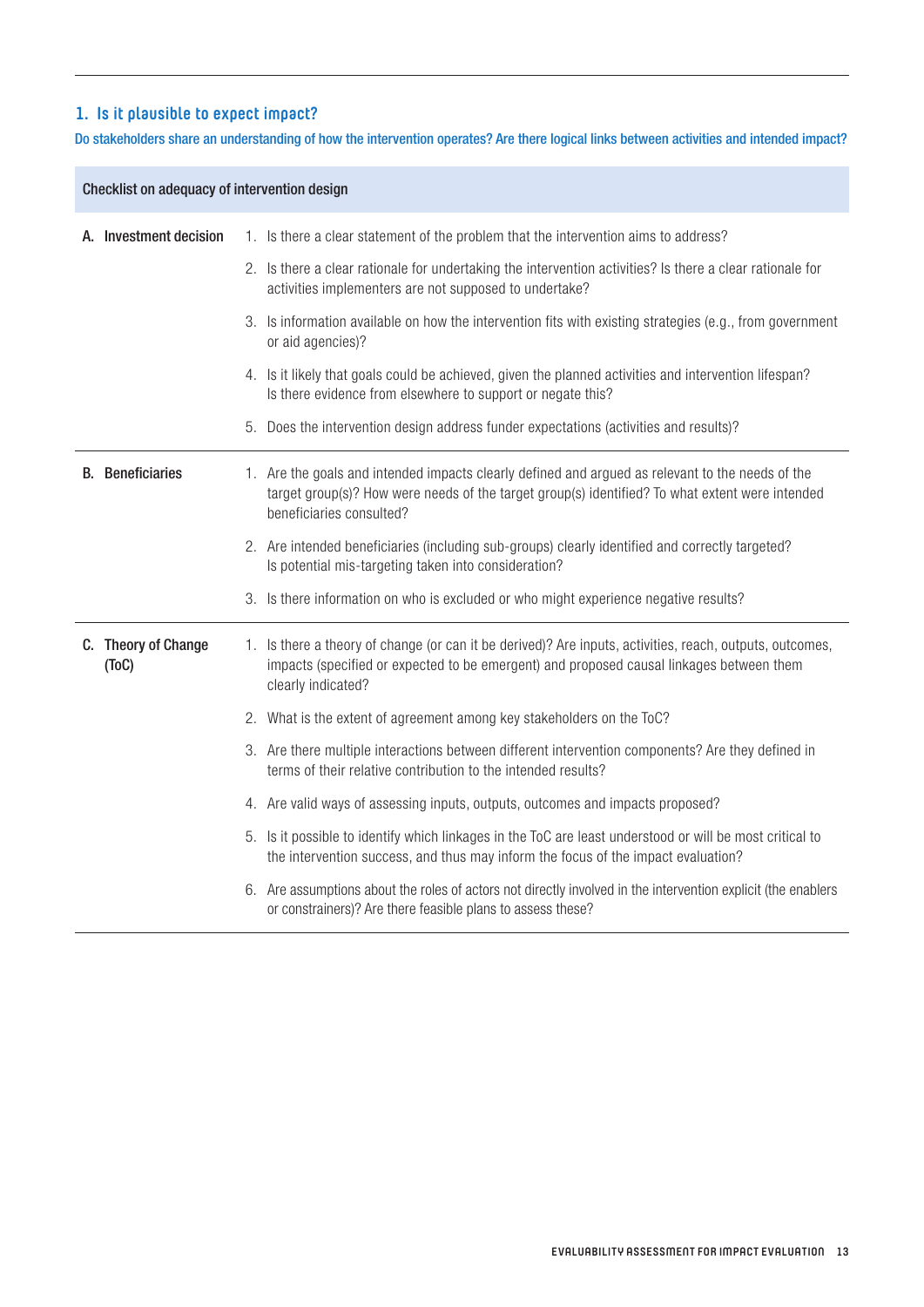### 1. Is it plausible to expect impact?

Do stakeholders share an understanding of how the intervention operates? Are there logical links between activities and intended impact?

| Checklist on adequacy of intervention design | |
|---|---|
| **A. Investment decision** | 1. Is there a clear statement of the problem that the intervention aims to address? |
| | 2. Is there a clear rationale for undertaking the intervention activities? Is there a clear rationale for activities implementers are not supposed to undertake? |
| | 3. Is information available on how the intervention fits with existing strategies (e.g., from government or aid agencies)? |
| | 4. Is it likely that goals could be achieved, given the planned activities and intervention lifespan? Is there evidence from elsewhere to support or negate this? |
| | 5. Does the intervention design address funder expectations (activities and results)? |
| **B. Beneficiaries** | 1. Are the goals and intended impacts clearly defined and argued as relevant to the needs of the target group(s)? How were needs of the target group(s) identified? To what extent were intended beneficiaries consulted? |
| | 2. Are intended beneficiaries (including sub-groups) clearly identified and correctly targeted? Is potential mis-targeting taken into consideration? |
| | 3. Is there information on who is excluded or who might experience negative results? |
| **C. Theory of Change (ToC)** | 1. Is there a theory of change (or can it be derived)? Are inputs, activities, reach, outputs, outcomes, impacts (specified or expected to be emergent) and proposed causal linkages between them clearly indicated? |
| | 2. What is the extent of agreement among key stakeholders on the ToC? |
| | 3. Are there multiple interactions between different intervention components? Are they defined in terms of their relative contribution to the intended results? |
| | 4. Are valid ways of assessing inputs, outputs, outcomes and impacts proposed? |
| | 5. Is it possible to identify which linkages in the ToC are least understood or will be most critical to the intervention success, and thus may inform the focus of the impact evaluation? |
| | 6. Are assumptions about the roles of actors not directly involved in the intervention explicit (the enablers or constrainers)? Are there feasible plans to assess these? |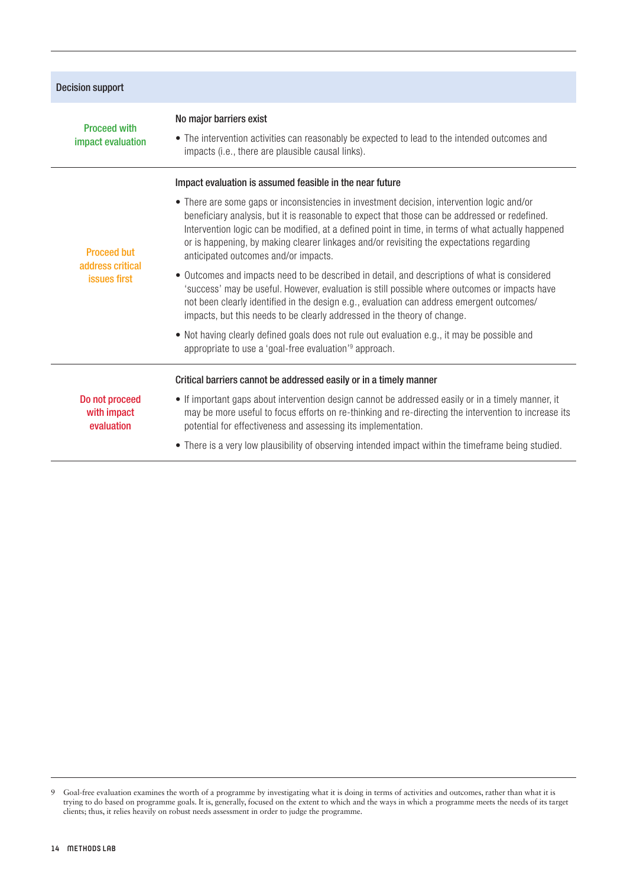| Decision support | |
|---|---|
| Proceed with impact evaluation | **No major barriers exist**<br>• The intervention activities can reasonably be expected to lead to the intended outcomes and impacts (i.e., there are plausible causal links). |
| Proceed but address critical issues first | **Impact evaluation is assumed feasible in the near future**<br>• There are some gaps or inconsistencies in investment decision, intervention logic and/or beneficiary analysis, but it is reasonable to expect that those can be addressed or redefined. Intervention logic can be modified, at a defined point in time, in terms of what actually happened or is happening, by making clearer linkages and/or revisiting the expectations regarding anticipated outcomes and/or impacts.<br>• Outcomes and impacts need to be described in detail, and descriptions of what is considered 'success' may be useful. However, evaluation is still possible where outcomes or impacts have not been clearly identified in the design e.g., evaluation can address emergent outcomes/impacts, but this needs to be clearly addressed in the theory of change.<br>• Not having clearly defined goals does not rule out evaluation e.g., it may be possible and appropriate to use a 'goal-free evaluation'[9] approach. |
| Do not proceed with impact evaluation | **Critical barriers cannot be addressed easily or in a timely manner**<br>• If important gaps about intervention design cannot be addressed easily or in a timely manner, it may be more useful to focus efforts on re-thinking and re-directing the intervention to increase its potential for effectiveness and assessing its implementation.<br>• There is a very low plausibility of observing intended impact within the timeframe being studied. |

9 Goal-free evaluation examines the worth of a programme by investigating what it is doing in terms of activities and outcomes, rather than what it is trying to do based on programme goals. It is, generally, focused on the extent to which and the ways in which a programme meets the needs of its target clients; thus, it relies heavily on robust needs assessment in order to judge the programme.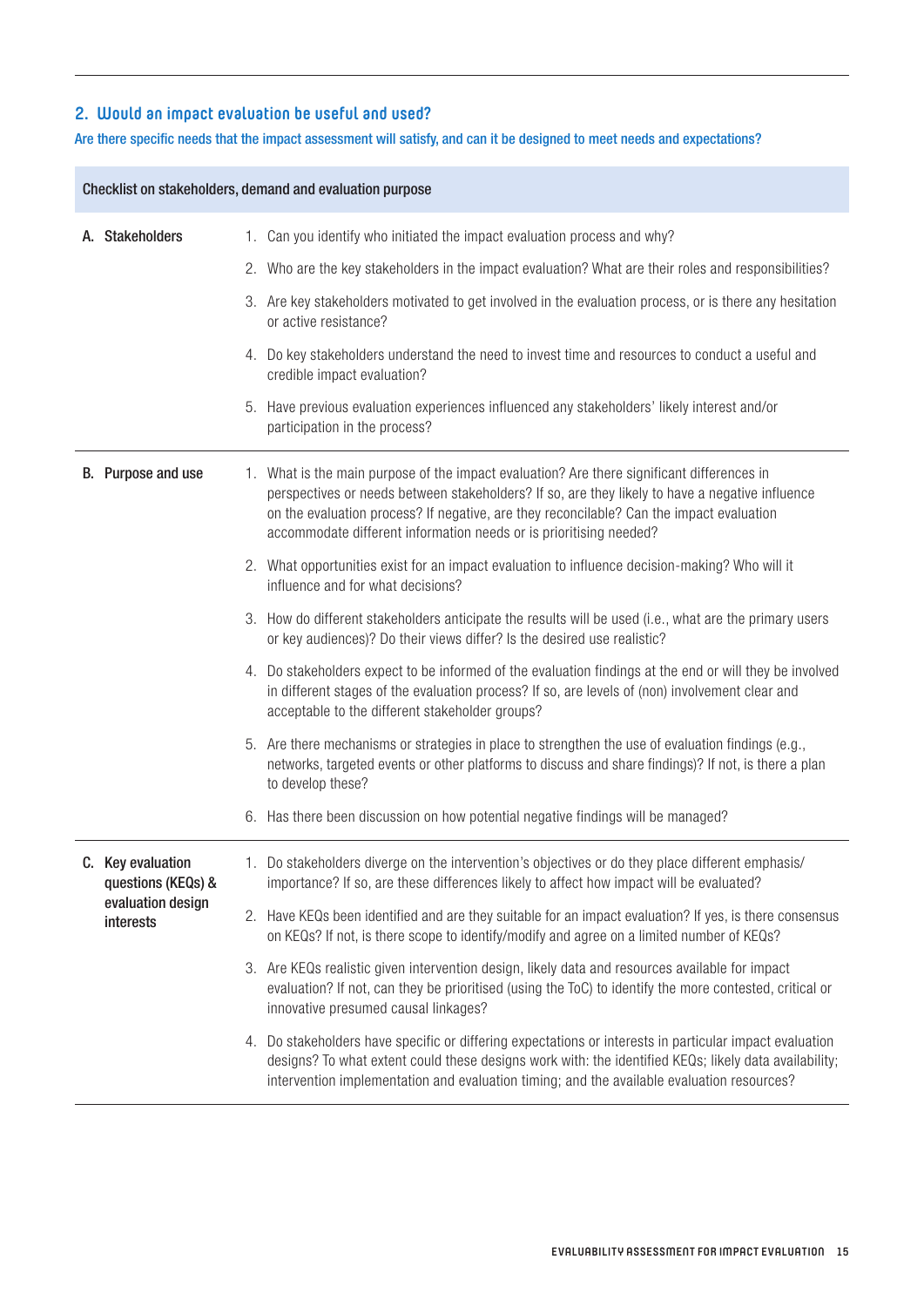## 2. Would an impact evaluation be useful and used?

Are there specific needs that the impact assessment will satisfy, and can it be designed to meet needs and expectations?

| Checklist on stakeholders, demand and evaluation purpose | |
|---|---|
| **A. Stakeholders** | 1. Can you identify who initiated the impact evaluation process and why? |
| | 2. Who are the key stakeholders in the impact evaluation? What are their roles and responsibilities? |
| | 3. Are key stakeholders motivated to get involved in the evaluation process, or is there any hesitation or active resistance? |
| | 4. Do key stakeholders understand the need to invest time and resources to conduct a useful and credible impact evaluation? |
| | 5. Have previous evaluation experiences influenced any stakeholders' likely interest and/or participation in the process? |
| **B. Purpose and use** | 1. What is the main purpose of the impact evaluation? Are there significant differences in perspectives or needs between stakeholders? If so, are they likely to have a negative influence on the evaluation process? If negative, are they reconcilable? Can the impact evaluation accommodate different information needs or is prioritising needed? |
| | 2. What opportunities exist for an impact evaluation to influence decision-making? Who will it influence and for what decisions? |
| | 3. How do different stakeholders anticipate the results will be used (i.e., what are the primary users or key audiences)? Do their views differ? Is the desired use realistic? |
| | 4. Do stakeholders expect to be informed of the evaluation findings at the end or will they be involved in different stages of the evaluation process? If so, are levels of (non) involvement clear and acceptable to the different stakeholder groups? |
| | 5. Are there mechanisms or strategies in place to strengthen the use of evaluation findings (e.g., networks, targeted events or other platforms to discuss and share findings)? If not, is there a plan to develop these? |
| | 6. Has there been discussion on how potential negative findings will be managed? |
| **C. Key evaluation questions (KEQs) & evaluation design interests** | 1. Do stakeholders diverge on the intervention's objectives or do they place different emphasis/importance? If so, are these differences likely to affect how impact will be evaluated? |
| | 2. Have KEQs been identified and are they suitable for an impact evaluation? If yes, is there consensus on KEQs? If not, is there scope to identify/modify and agree on a limited number of KEQs? |
| | 3. Are KEQs realistic given intervention design, likely data and resources available for impact evaluation? If not, can they be prioritised (using the ToC) to identify the more contested, critical or innovative presumed causal linkages? |
| | 4. Do stakeholders have specific or differing expectations or interests in particular impact evaluation designs? To what extent could these designs work with: the identified KEQs; likely data availability; intervention implementation and evaluation timing; and the available evaluation resources? |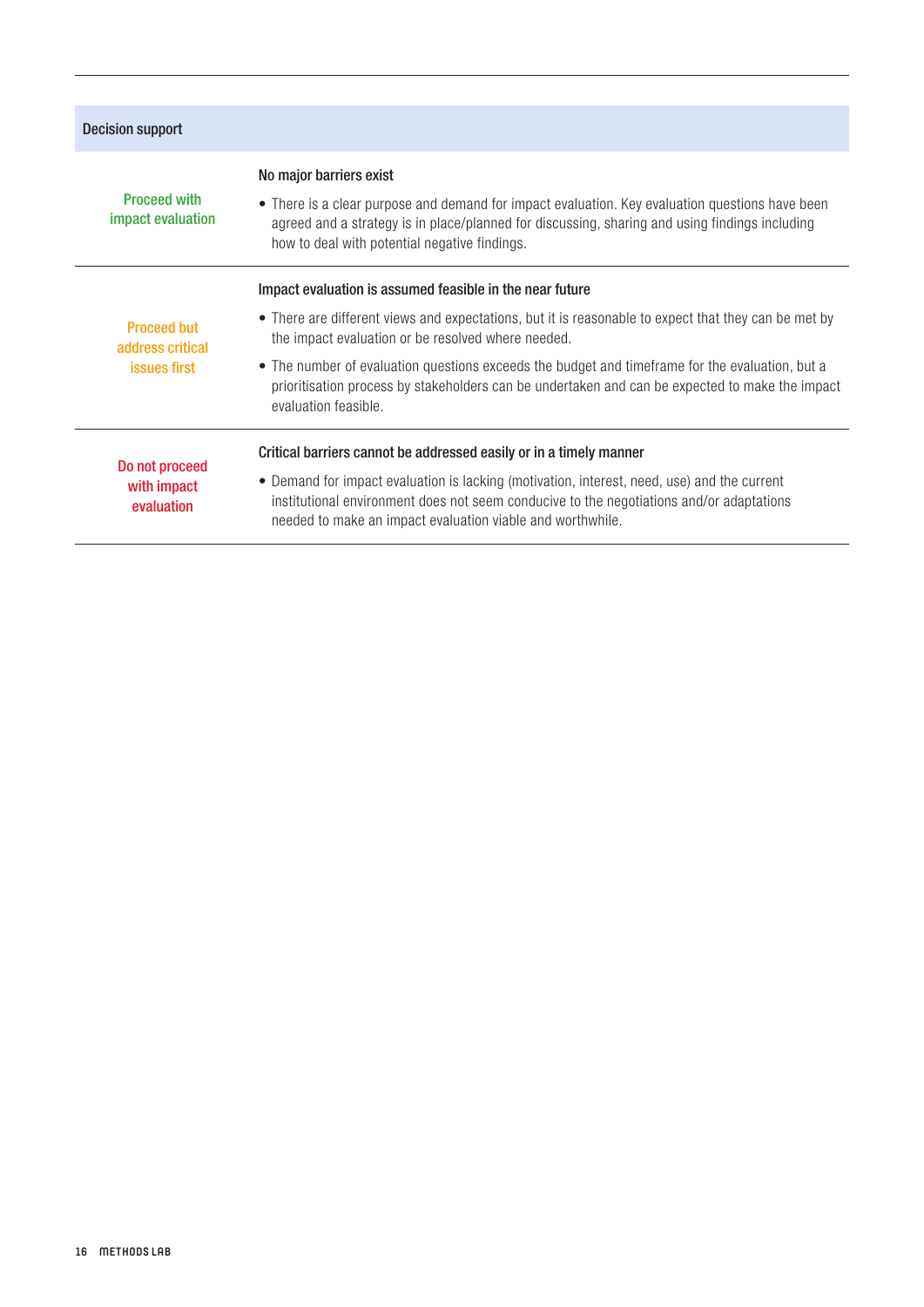| Decision support | |
|---|---|
| Proceed with impact evaluation | **No major barriers exist**<br>• There is a clear purpose and demand for impact evaluation. Key evaluation questions have been agreed and a strategy is in place/planned for discussing, sharing and using findings including how to deal with potential negative findings. |
| Proceed but address critical issues first | **Impact evaluation is assumed feasible in the near future**<br>• There are different views and expectations, but it is reasonable to expect that they can be met by the impact evaluation or be resolved where needed.<br>• The number of evaluation questions exceeds the budget and timeframe for the evaluation, but a prioritisation process by stakeholders can be undertaken and can be expected to make the impact evaluation feasible. |
| Do not proceed with impact evaluation | **Critical barriers cannot be addressed easily or in a timely manner**<br>• Demand for impact evaluation is lacking (motivation, interest, need, use) and the current institutional environment does not seem conducive to the negotiations and/or adaptations needed to make an impact evaluation viable and worthwhile. |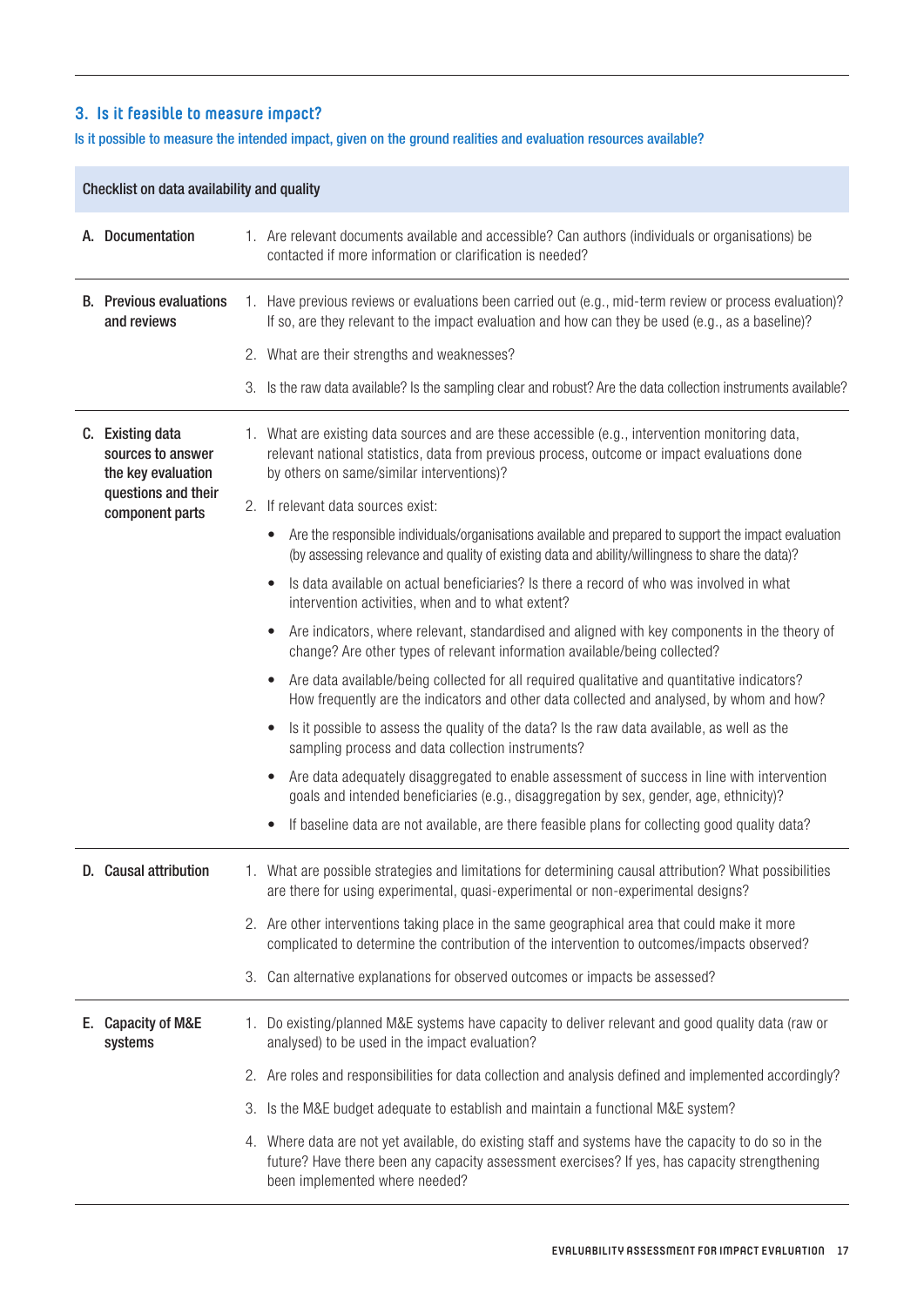## 3. Is it feasible to measure impact?

**Is it possible to measure the intended impact, given on the ground realities and evaluation resources available?**

| Checklist on data availability and quality | |
|---|---|
| **A. Documentation** | 1. Are relevant documents available and accessible? Can authors (individuals or organisations) be contacted if more information or clarification is needed? |
| **B. Previous evaluations and reviews** | 1. Have previous reviews or evaluations been carried out (e.g., mid-term review or process evaluation)? If so, are they relevant to the impact evaluation and how can they be used (e.g., as a baseline)?<br>2. What are their strengths and weaknesses?<br>3. Is the raw data available? Is the sampling clear and robust? Are the data collection instruments available? |
| **C. Existing data sources to answer the key evaluation questions and their component parts** | 1. What are existing data sources and are these accessible (e.g., intervention monitoring data, relevant national statistics, data from previous process, outcome or impact evaluations done by others on same/similar interventions)?<br>2. If relevant data sources exist:<br>• Are the responsible individuals/organisations available and prepared to support the impact evaluation (by assessing relevance and quality of existing data and ability/willingness to share the data)?<br>• Is data available on actual beneficiaries? Is there a record of who was involved in what intervention activities, when and to what extent?<br>• Are indicators, where relevant, standardised and aligned with key components in the theory of change? Are other types of relevant information available/being collected?<br>• Are data available/being collected for all required qualitative and quantitative indicators? How frequently are the indicators and other data collected and analysed, by whom and how?<br>• Is it possible to assess the quality of the data? Is the raw data available, as well as the sampling process and data collection instruments?<br>• Are data adequately disaggregated to enable assessment of success in line with intervention goals and intended beneficiaries (e.g., disaggregation by sex, gender, age, ethnicity)?<br>• If baseline data are not available, are there feasible plans for collecting good quality data? |
| **D. Causal attribution** | 1. What are possible strategies and limitations for determining causal attribution? What possibilities are there for using experimental, quasi-experimental or non-experimental designs?<br>2. Are other interventions taking place in the same geographical area that could make it more complicated to determine the contribution of the intervention to outcomes/impacts observed?<br>3. Can alternative explanations for observed outcomes or impacts be assessed? |
| **E. Capacity of M&E systems** | 1. Do existing/planned M&E systems have capacity to deliver relevant and good quality data (raw or analysed) to be used in the impact evaluation?<br>2. Are roles and responsibilities for data collection and analysis defined and implemented accordingly?<br>3. Is the M&E budget adequate to establish and maintain a functional M&E system?<br>4. Where data are not yet available, do existing staff and systems have the capacity to do so in the future? Have there been any capacity assessment exercises? If yes, has capacity strengthening been implemented where needed? |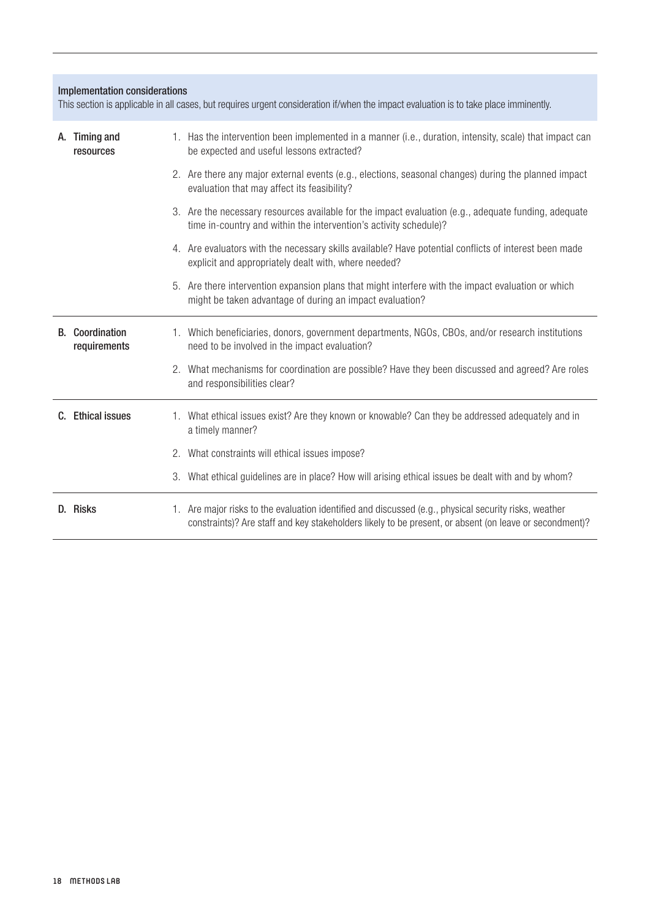**Implementation considerations**

This section is applicable in all cases, but requires urgent consideration if/when the impact evaluation is to take place imminently.

| | |
|---|---|
| **A. Timing and resources** | 1. Has the intervention been implemented in a manner (i.e., duration, intensity, scale) that impact can be expected and useful lessons extracted? |
| | 2. Are there any major external events (e.g., elections, seasonal changes) during the planned impact evaluation that may affect its feasibility? |
| | 3. Are the necessary resources available for the impact evaluation (e.g., adequate funding, adequate time in-country and within the intervention's activity schedule)? |
| | 4. Are evaluators with the necessary skills available? Have potential conflicts of interest been made explicit and appropriately dealt with, where needed? |
| | 5. Are there intervention expansion plans that might interfere with the impact evaluation or which might be taken advantage of during an impact evaluation? |
| **B. Coordination requirements** | 1. Which beneficiaries, donors, government departments, NGOs, CBOs, and/or research institutions need to be involved in the impact evaluation? |
| | 2. What mechanisms for coordination are possible? Have they been discussed and agreed? Are roles and responsibilities clear? |
| **C. Ethical issues** | 1. What ethical issues exist? Are they known or knowable? Can they be addressed adequately and in a timely manner? |
| | 2. What constraints will ethical issues impose? |
| | 3. What ethical guidelines are in place? How will arising ethical issues be dealt with and by whom? |
| **D. Risks** | 1. Are major risks to the evaluation identified and discussed (e.g., physical security risks, weather constraints)? Are staff and key stakeholders likely to be present, or absent (on leave or secondment)? |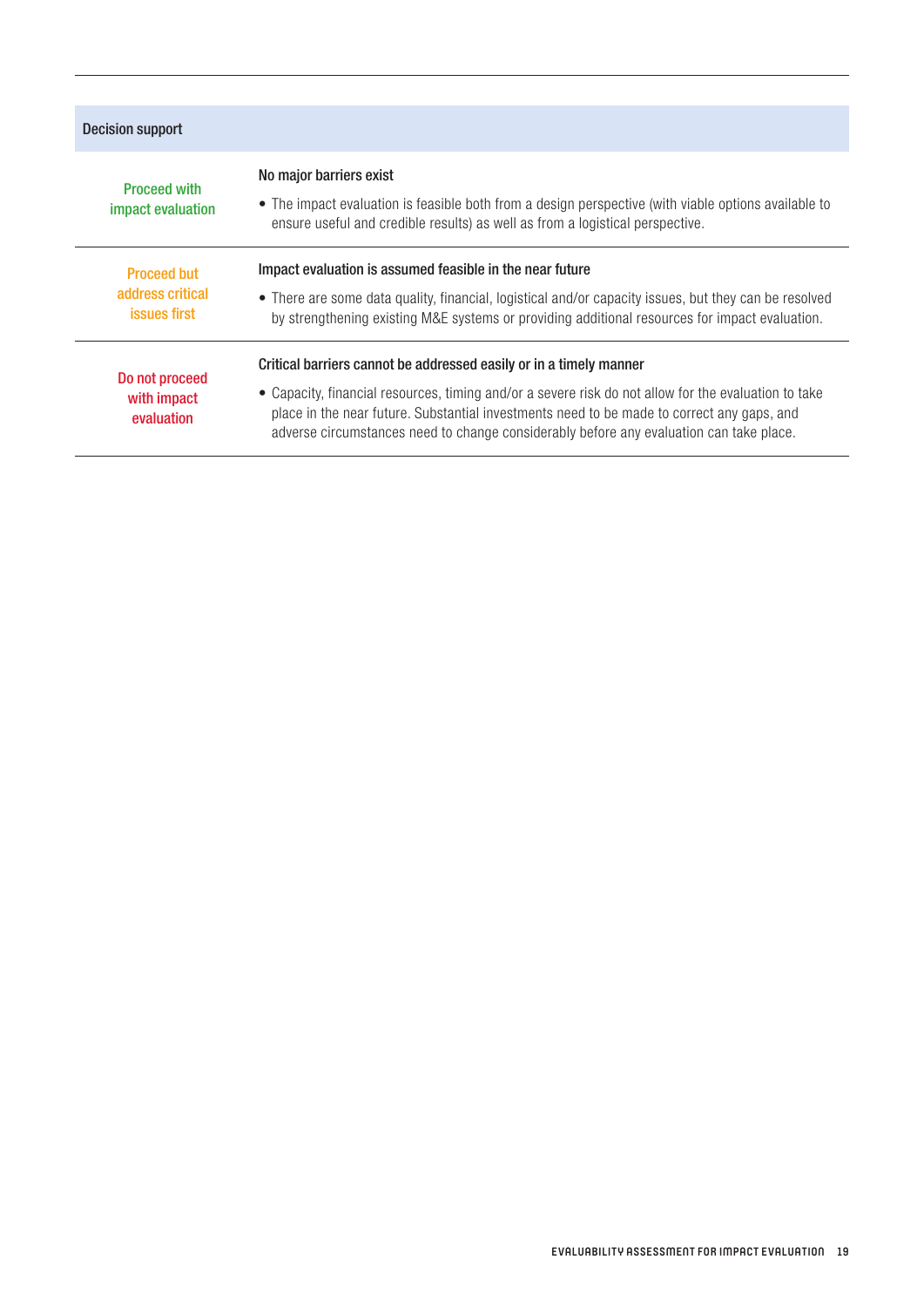| Decision support | |
| --- | --- |
| Proceed with impact evaluation | **No major barriers exist**<br>• The impact evaluation is feasible both from a design perspective (with viable options available to ensure useful and credible results) as well as from a logistical perspective. |
| Proceed but address critical issues first | **Impact evaluation is assumed feasible in the near future**<br>• There are some data quality, financial, logistical and/or capacity issues, but they can be resolved by strengthening existing M&E systems or providing additional resources for impact evaluation. |
| Do not proceed with impact evaluation | **Critical barriers cannot be addressed easily or in a timely manner**<br>• Capacity, financial resources, timing and/or a severe risk do not allow for the evaluation to take place in the near future. Substantial investments need to be made to correct any gaps, and adverse circumstances need to change considerably before any evaluation can take place. |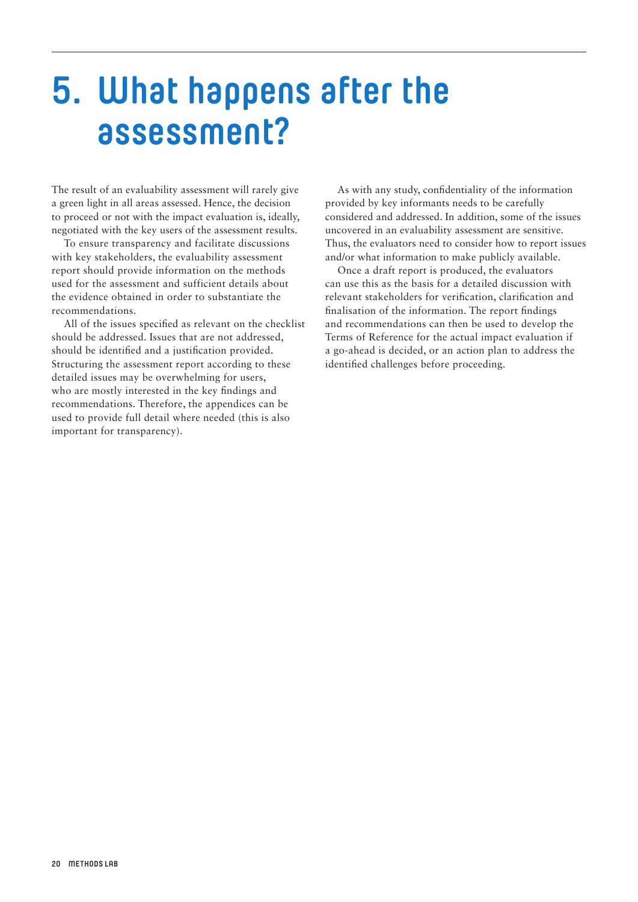# 5. What happens after the assessment?

The result of an evaluability assessment will rarely give a green light in all areas assessed. Hence, the decision to proceed or not with the impact evaluation is, ideally, negotiated with the key users of the assessment results.

To ensure transparency and facilitate discussions with key stakeholders, the evaluability assessment report should provide information on the methods used for the assessment and sufficient details about the evidence obtained in order to substantiate the recommendations.

All of the issues specified as relevant on the checklist should be addressed. Issues that are not addressed, should be identified and a justification provided. Structuring the assessment report according to these detailed issues may be overwhelming for users, who are mostly interested in the key findings and recommendations. Therefore, the appendices can be used to provide full detail where needed (this is also important for transparency).

As with any study, confidentiality of the information provided by key informants needs to be carefully considered and addressed. In addition, some of the issues uncovered in an evaluability assessment are sensitive. Thus, the evaluators need to consider how to report issues and/or what information to make publicly available.

Once a draft report is produced, the evaluators can use this as the basis for a detailed discussion with relevant stakeholders for verification, clarification and finalisation of the information. The report findings and recommendations can then be used to develop the Terms of Reference for the actual impact evaluation if a go-ahead is decided, or an action plan to address the identified challenges before proceeding.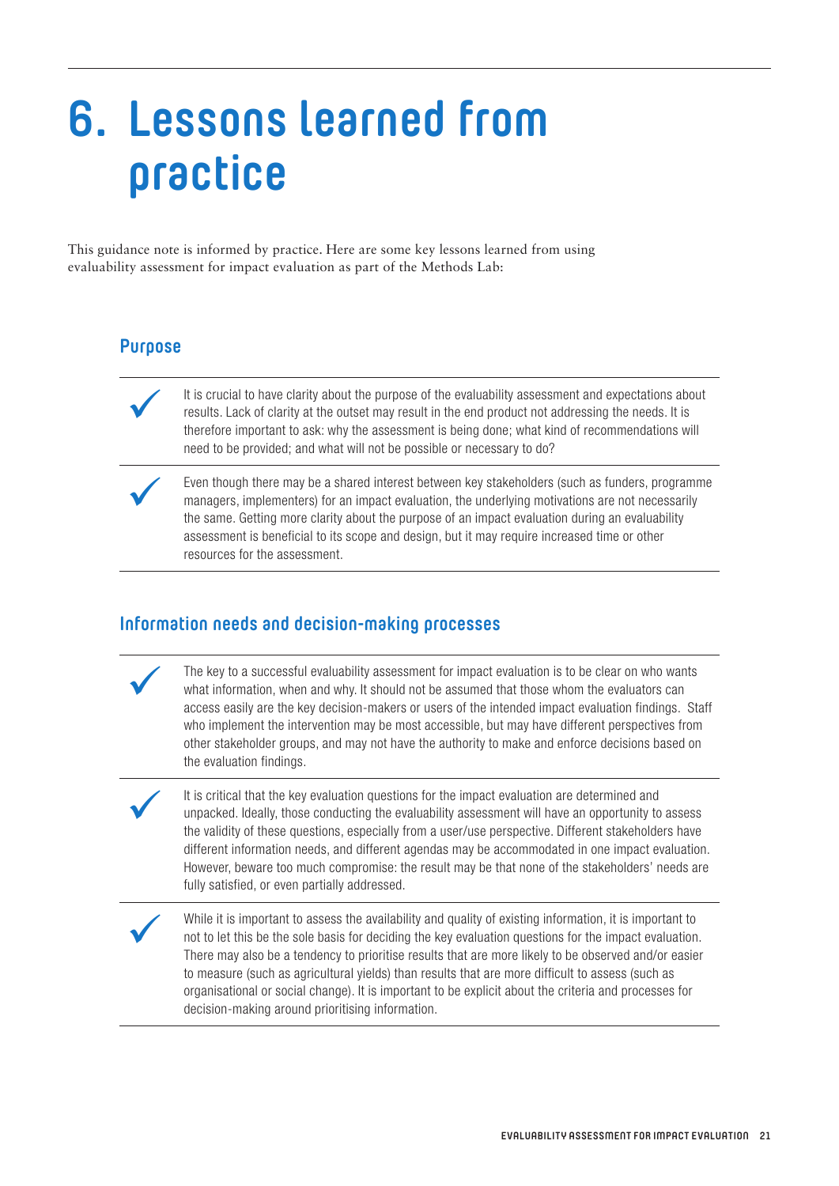# 6. Lessons learned from practice

This guidance note is informed by practice. Here are some key lessons learned from using evaluability assessment for impact evaluation as part of the Methods Lab:

## Purpose

- ✓ It is crucial to have clarity about the purpose of the evaluability assessment and expectations about results. Lack of clarity at the outset may result in the end product not addressing the needs. It is therefore important to ask: why the assessment is being done; what kind of recommendations will need to be provided; and what will not be possible or necessary to do?

- ✓ Even though there may be a shared interest between key stakeholders (such as funders, programme managers, implementers) for an impact evaluation, the underlying motivations are not necessarily the same. Getting more clarity about the purpose of an impact evaluation during an evaluability assessment is beneficial to its scope and design, but it may require increased time or other resources for the assessment.

## Information needs and decision-making processes

- ✓ The key to a successful evaluability assessment for impact evaluation is to be clear on who wants what information, when and why. It should not be assumed that those whom the evaluators can access easily are the key decision-makers or users of the intended impact evaluation findings. Staff who implement the intervention may be most accessible, but may have different perspectives from other stakeholder groups, and may not have the authority to make and enforce decisions based on the evaluation findings.

- ✓ It is critical that the key evaluation questions for the impact evaluation are determined and unpacked. Ideally, those conducting the evaluability assessment will have an opportunity to assess the validity of these questions, especially from a user/use perspective. Different stakeholders have different information needs, and different agendas may be accommodated in one impact evaluation. However, beware too much compromise: the result may be that none of the stakeholders' needs are fully satisfied, or even partially addressed.

- ✓ While it is important to assess the availability and quality of existing information, it is important to not to let this be the sole basis for deciding the key evaluation questions for the impact evaluation. There may also be a tendency to prioritise results that are more likely to be observed and/or easier to measure (such as agricultural yields) than results that are more difficult to assess (such as organisational or social change). It is important to be explicit about the criteria and processes for decision-making around prioritising information.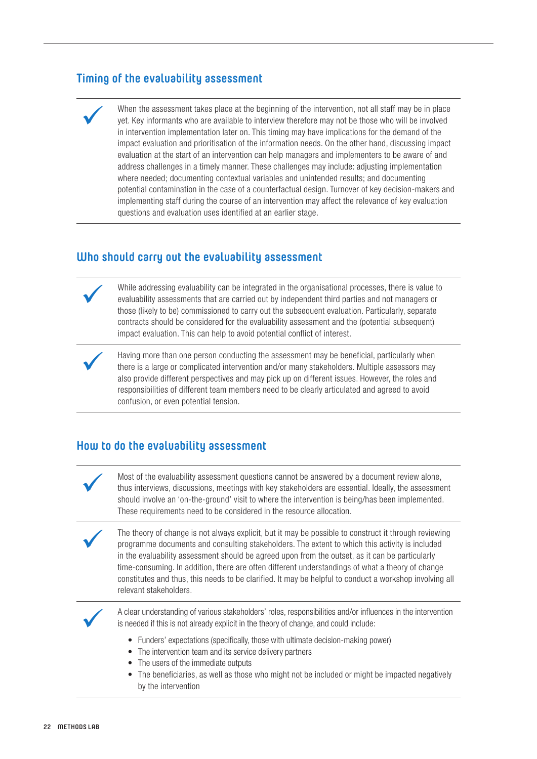## Timing of the evaluability assessment

✓ When the assessment takes place at the beginning of the intervention, not all staff may be in place yet. Key informants who are available to interview therefore may not be those who will be involved in intervention implementation later on. This timing may have implications for the demand of the impact evaluation and prioritisation of the information needs. On the other hand, discussing impact evaluation at the start of an intervention can help managers and implementers to be aware of and address challenges in a timely manner. These challenges may include: adjusting implementation where needed; documenting contextual variables and unintended results; and documenting potential contamination in the case of a counterfactual design. Turnover of key decision-makers and implementing staff during the course of an intervention may affect the relevance of key evaluation questions and evaluation uses identified at an earlier stage.

## Who should carry out the evaluability assessment

✓ While addressing evaluability can be integrated in the organisational processes, there is value to evaluability assessments that are carried out by independent third parties and not managers or those (likely to be) commissioned to carry out the subsequent evaluation. Particularly, separate contracts should be considered for the evaluability assessment and the (potential subsequent) impact evaluation. This can help to avoid potential conflict of interest.

✓ Having more than one person conducting the assessment may be beneficial, particularly when there is a large or complicated intervention and/or many stakeholders. Multiple assessors may also provide different perspectives and may pick up on different issues. However, the roles and responsibilities of different team members need to be clearly articulated and agreed to avoid confusion, or even potential tension.

## How to do the evaluability assessment

✓ Most of the evaluability assessment questions cannot be answered by a document review alone, thus interviews, discussions, meetings with key stakeholders are essential. Ideally, the assessment should involve an 'on-the-ground' visit to where the intervention is being/has been implemented. These requirements need to be considered in the resource allocation.

✓ The theory of change is not always explicit, but it may be possible to construct it through reviewing programme documents and consulting stakeholders. The extent to which this activity is included in the evaluability assessment should be agreed upon from the outset, as it can be particularly time-consuming. In addition, there are often different understandings of what a theory of change constitutes and thus, this needs to be clarified. It may be helpful to conduct a workshop involving all relevant stakeholders.

✓ A clear understanding of various stakeholders' roles, responsibilities and/or influences in the intervention is needed if this is not already explicit in the theory of change, and could include:

- Funders' expectations (specifically, those with ultimate decision-making power)
- The intervention team and its service delivery partners
- The users of the immediate outputs
- The beneficiaries, as well as those who might not be included or might be impacted negatively by the intervention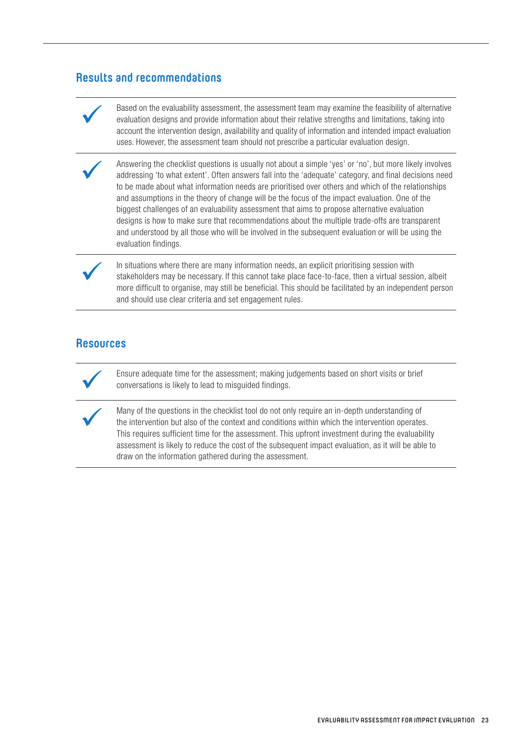## Results and recommendations

- ✓ Based on the evaluability assessment, the assessment team may examine the feasibility of alternative evaluation designs and provide information about their relative strengths and limitations, taking into account the intervention design, availability and quality of information and intended impact evaluation uses. However, the assessment team should not prescribe a particular evaluation design.

- ✓ Answering the checklist questions is usually not about a simple 'yes' or 'no', but more likely involves addressing 'to what extent'. Often answers fall into the 'adequate' category, and final decisions need to be made about what information needs are prioritised over others and which of the relationships and assumptions in the theory of change will be the focus of the impact evaluation. One of the biggest challenges of an evaluability assessment that aims to propose alternative evaluation designs is how to make sure that recommendations about the multiple trade-offs are transparent and understood by all those who will be involved in the subsequent evaluation or will be using the evaluation findings.

- ✓ In situations where there are many information needs, an explicit prioritising session with stakeholders may be necessary. If this cannot take place face-to-face, then a virtual session, albeit more difficult to organise, may still be beneficial. This should be facilitated by an independent person and should use clear criteria and set engagement rules.

## Resources

- ✓ Ensure adequate time for the assessment; making judgements based on short visits or brief conversations is likely to lead to misguided findings.

- ✓ Many of the questions in the checklist tool do not only require an in-depth understanding of the intervention but also of the context and conditions within which the intervention operates. This requires sufficient time for the assessment. This upfront investment during the evaluability assessment is likely to reduce the cost of the subsequent impact evaluation, as it will be able to draw on the information gathered during the assessment.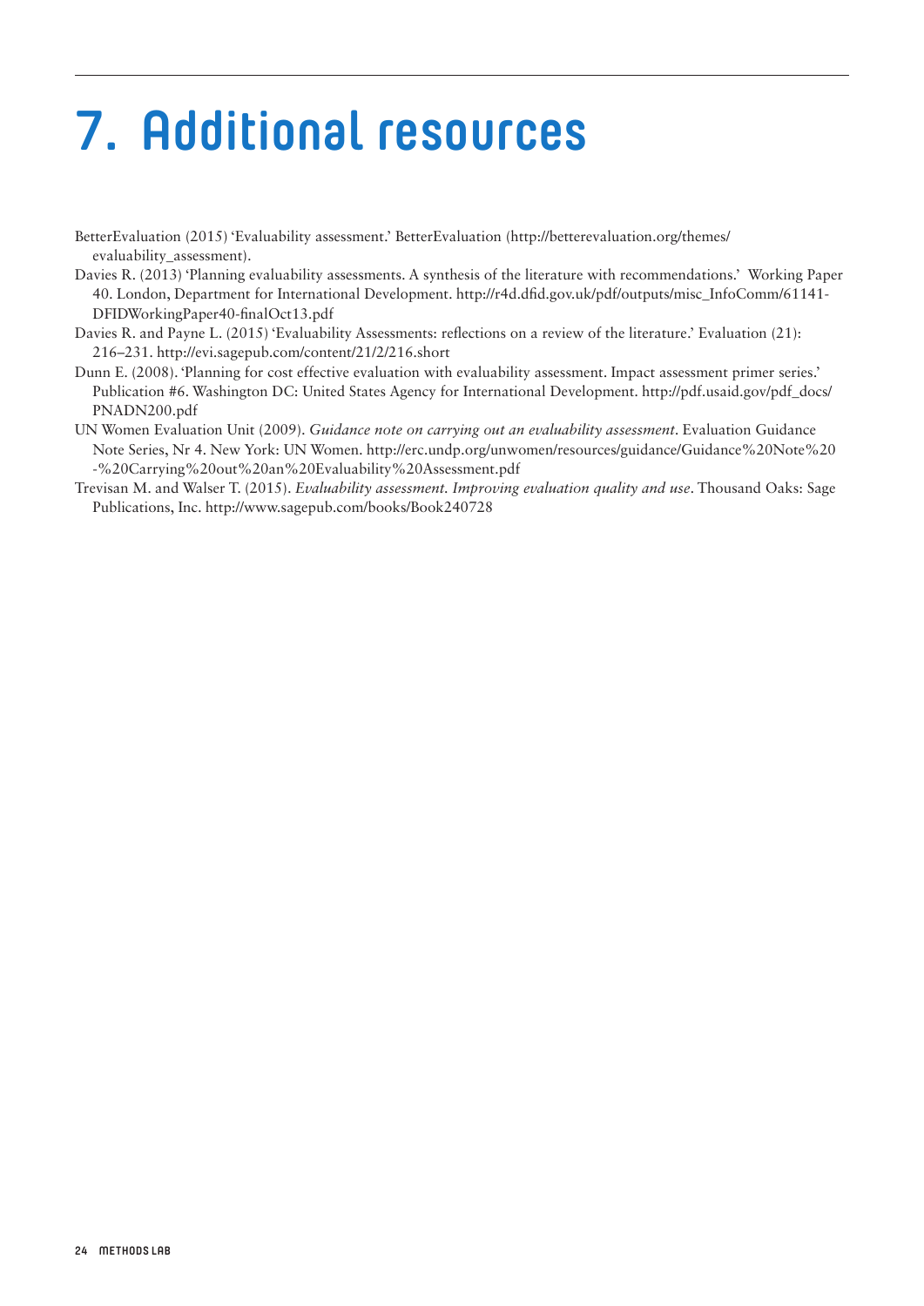# 7. Additional resources

BetterEvaluation (2015) 'Evaluability assessment.' BetterEvaluation (http://betterevaluation.org/themes/evaluability_assessment).

Davies R. (2013) 'Planning evaluability assessments. A synthesis of the literature with recommendations.' Working Paper 40. London, Department for International Development. http://r4d.dfid.gov.uk/pdf/outputs/misc_InfoComm/61141-DFIDWorkingPaper40-finalOct13.pdf

Davies R. and Payne L. (2015) 'Evaluability Assessments: reflections on a review of the literature.' Evaluation (21): 216–231. http://evi.sagepub.com/content/21/2/216.short

Dunn E. (2008). 'Planning for cost effective evaluation with evaluability assessment. Impact assessment primer series.' Publication #6. Washington DC: United States Agency for International Development. http://pdf.usaid.gov/pdf_docs/PNADN200.pdf

UN Women Evaluation Unit (2009). *Guidance note on carrying out an evaluability assessment*. Evaluation Guidance Note Series, Nr 4. New York: UN Women. http://erc.undp.org/unwomen/resources/guidance/Guidance%20Note%20-%20Carrying%20out%20an%20Evaluability%20Assessment.pdf

Trevisan M. and Walser T. (2015). *Evaluability assessment. Improving evaluation quality and use*. Thousand Oaks: Sage Publications, Inc. http://www.sagepub.com/books/Book240728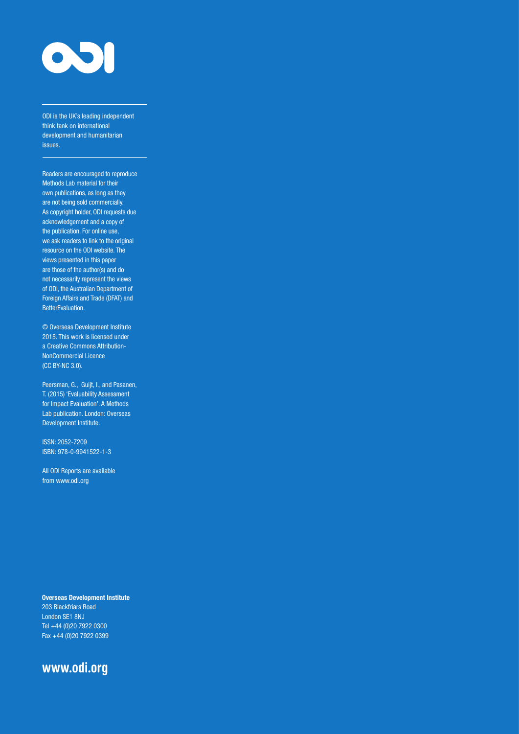ODI is the UK's leading independent think tank on international development and humanitarian issues.

Readers are encouraged to reproduce Methods Lab material for their own publications, as long as they are not being sold commercially. As copyright holder, ODI requests due acknowledgement and a copy of the publication. For online use, we ask readers to link to the original resource on the ODI website. The views presented in this paper are those of the author(s) and do not necessarily represent the views of ODI, the Australian Department of Foreign Affairs and Trade (DFAT) and BetterEvaluation.

© Overseas Development Institute 2015. This work is licensed under a Creative Commons Attribution-NonCommercial Licence (CC BY-NC 3.0).

Peersman, G., Guijt, I., and Pasanen, T. (2015) 'Evaluability Assessment for Impact Evaluation'. A Methods Lab publication. London: Overseas Development Institute.

ISSN: 2052-7209
ISBN: 978-0-9941522-1-3

All ODI Reports are available from www.odi.org

**Overseas Development Institute**
203 Blackfriars Road
London SE1 8NJ
Tel +44 (0)20 7922 0300
Fax +44 (0)20 7922 0399

**www.odi.org**